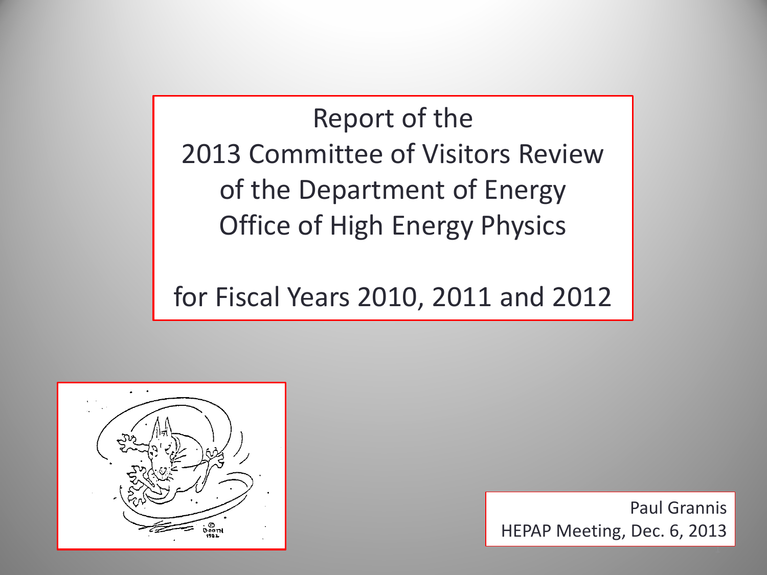# Report of the 2013 Committee of Visitors Review of the Department of Energy Office of High Energy Physics

for Fiscal Years 2010, 2011 and 2012

Paul Grannis
HEPAP Meeting, Dec. 6, 2013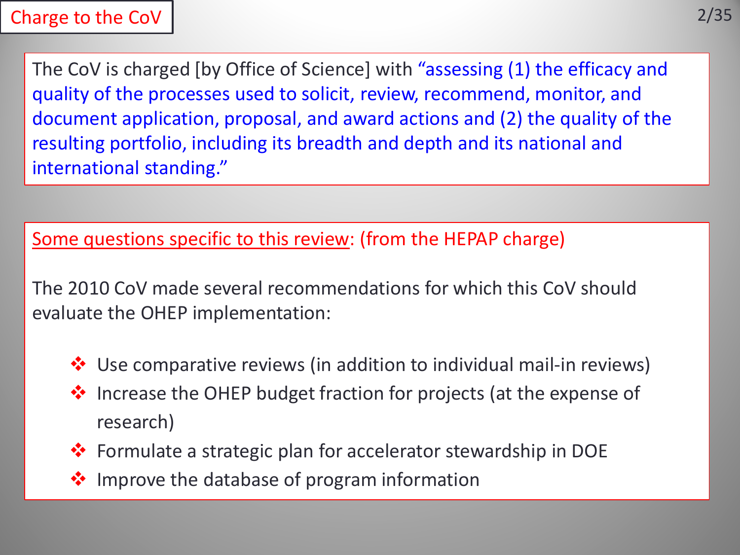# Charge to the CoV

The CoV is charged [by Office of Science] with "assessing (1) the efficacy and quality of the processes used to solicit, review, recommend, monitor, and document application, proposal, and award actions and (2) the quality of the resulting portfolio, including its breadth and depth and its national and international standing."

<u>Some questions specific to this review</u>: (from the HEPAP charge)

The 2010 CoV made several recommendations for which this CoV should evaluate the OHEP implementation:

- Use comparative reviews (in addition to individual mail-in reviews)
- Increase the OHEP budget fraction for projects (at the expense of research)
- Formulate a strategic plan for accelerator stewardship in DOE
- Improve the database of program information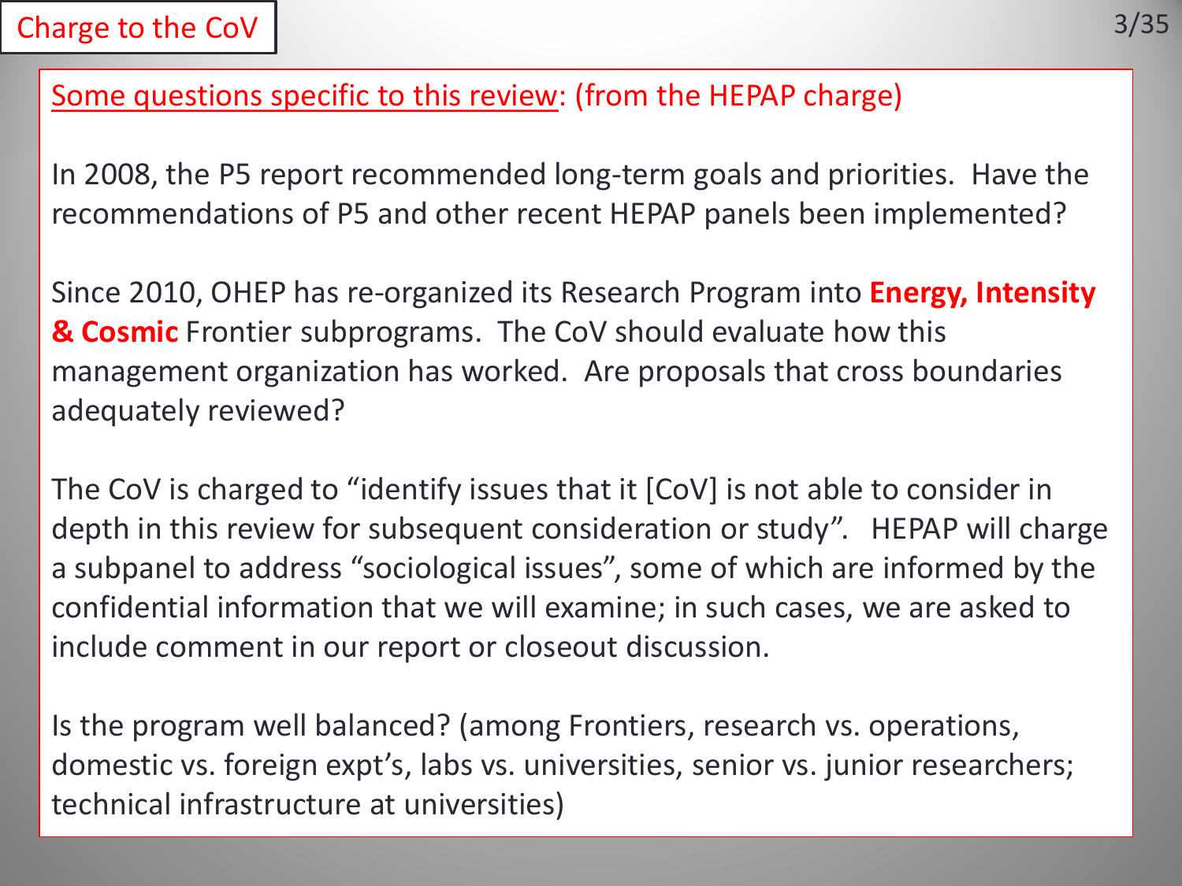# Charge to the CoV

Some questions specific to this review: (from the HEPAP charge)

In 2008, the P5 report recommended long-term goals and priorities. Have the recommendations of P5 and other recent HEPAP panels been implemented?

Since 2010, OHEP has re-organized its Research Program into **Energy, Intensity & Cosmic** Frontier subprograms. The CoV should evaluate how this management organization has worked. Are proposals that cross boundaries adequately reviewed?

The CoV is charged to "identify issues that it [CoV] is not able to consider in depth in this review for subsequent consideration or study". HEPAP will charge a subpanel to address "sociological issues", some of which are informed by the confidential information that we will examine; in such cases, we are asked to include comment in our report or closeout discussion.

Is the program well balanced? (among Frontiers, research vs. operations, domestic vs. foreign expt's, labs vs. universities, senior vs. junior researchers; technical infrastructure at universities)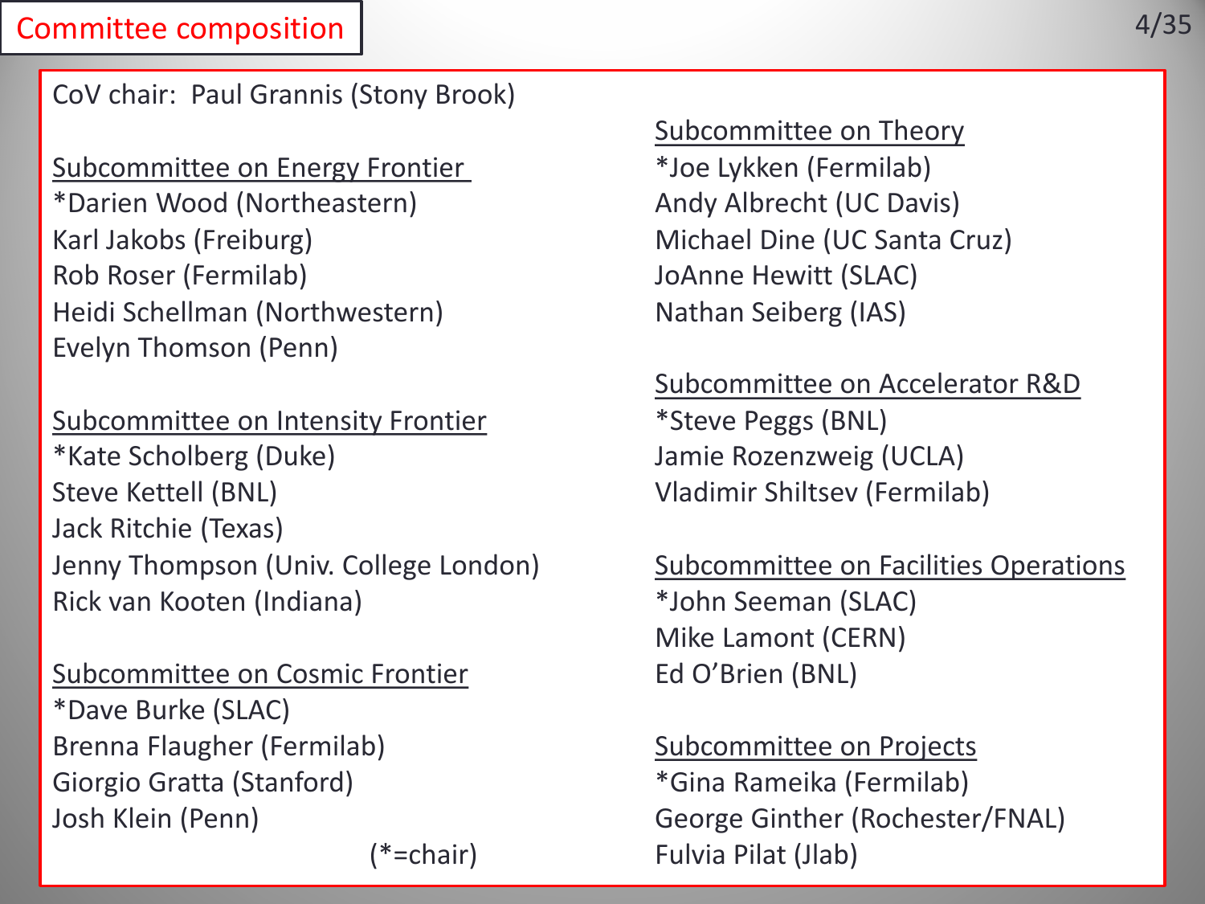# Committee composition

CoV chair: Paul Grannis (Stony Brook)

### Subcommittee on Energy Frontier

*Darien Wood (Northeastern)
Karl Jakobs (Freiburg)
Rob Roser (Fermilab)
Heidi Schellman (Northwestern)
Evelyn Thomson (Penn)

### Subcommittee on Intensity Frontier

*Kate Scholberg (Duke)
Steve Kettell (BNL)
Jack Ritchie (Texas)
Jenny Thompson (Univ. College London)
Rick van Kooten (Indiana)

### Subcommittee on Cosmic Frontier

*Dave Burke (SLAC)
Brenna Flaugher (Fermilab)
Giorgio Gratta (Stanford)
Josh Klein (Penn)

(*=chair)

### Subcommittee on Theory

*Joe Lykken (Fermilab)
Andy Albrecht (UC Davis)
Michael Dine (UC Santa Cruz)
JoAnne Hewitt (SLAC)
Nathan Seiberg (IAS)

### Subcommittee on Accelerator R&D

*Steve Peggs (BNL)
Jamie Rozenzweig (UCLA)
Vladimir Shiltsev (Fermilab)

### Subcommittee on Facilities Operations

*John Seeman (SLAC)
Mike Lamont (CERN)
Ed O'Brien (BNL)

### Subcommittee on Projects

*Gina Rameika (Fermilab)
George Ginther (Rochester/FNAL)
Fulvia Pilat (Jlab)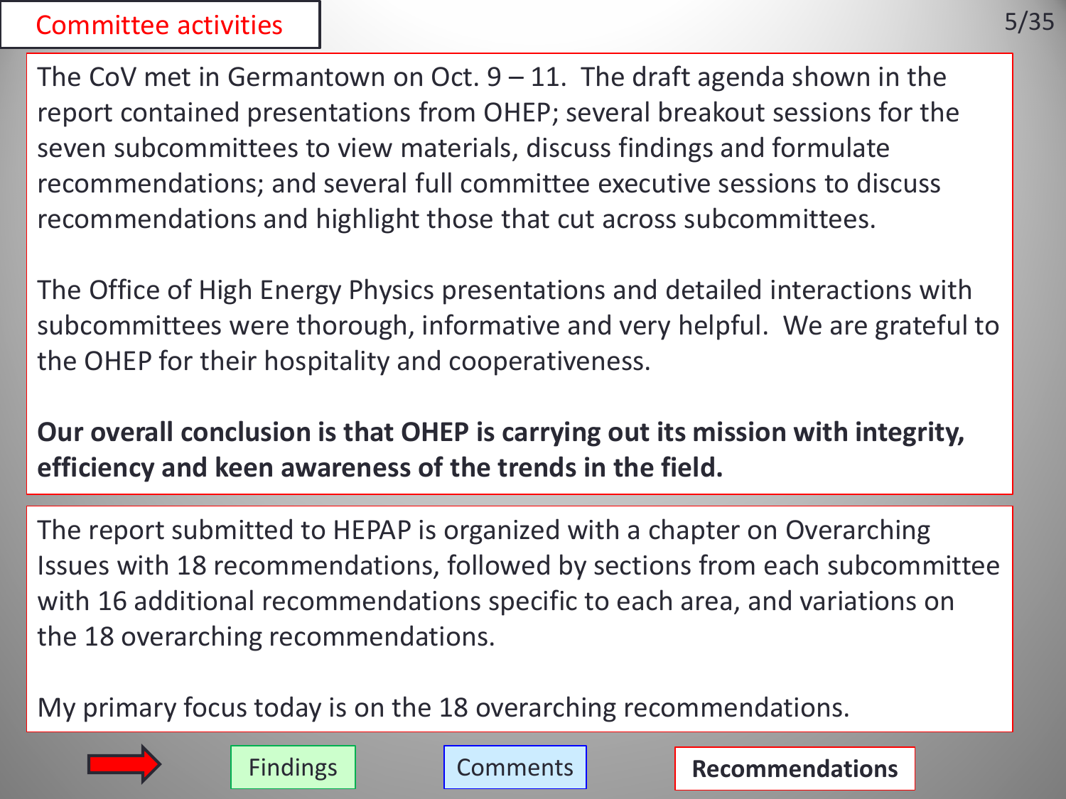## Committee activities

The CoV met in Germantown on Oct. 9 – 11. The draft agenda shown in the report contained presentations from OHEP; several breakout sessions for the seven subcommittees to view materials, discuss findings and formulate recommendations; and several full committee executive sessions to discuss recommendations and highlight those that cut across subcommittees.

The Office of High Energy Physics presentations and detailed interactions with subcommittees were thorough, informative and very helpful. We are grateful to the OHEP for their hospitality and cooperativeness.

**Our overall conclusion is that OHEP is carrying out its mission with integrity, efficiency and keen awareness of the trends in the field.**

The report submitted to HEPAP is organized with a chapter on Overarching Issues with 18 recommendations, followed by sections from each subcommittee with 16 additional recommendations specific to each area, and variations on the 18 overarching recommendations.

My primary focus today is on the 18 overarching recommendations.

Findings | Comments | **Recommendations**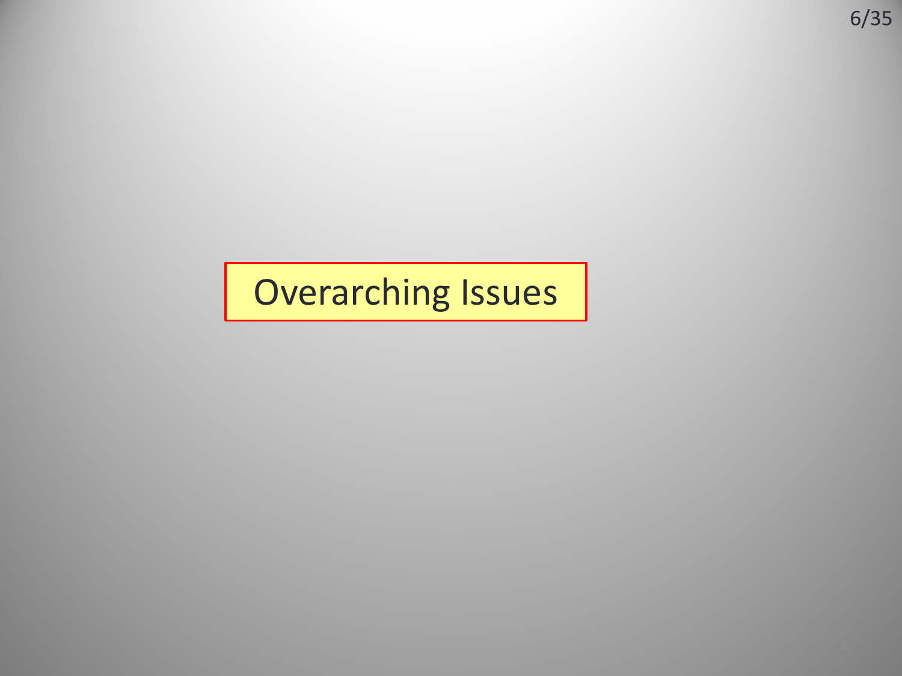# Overarching Issues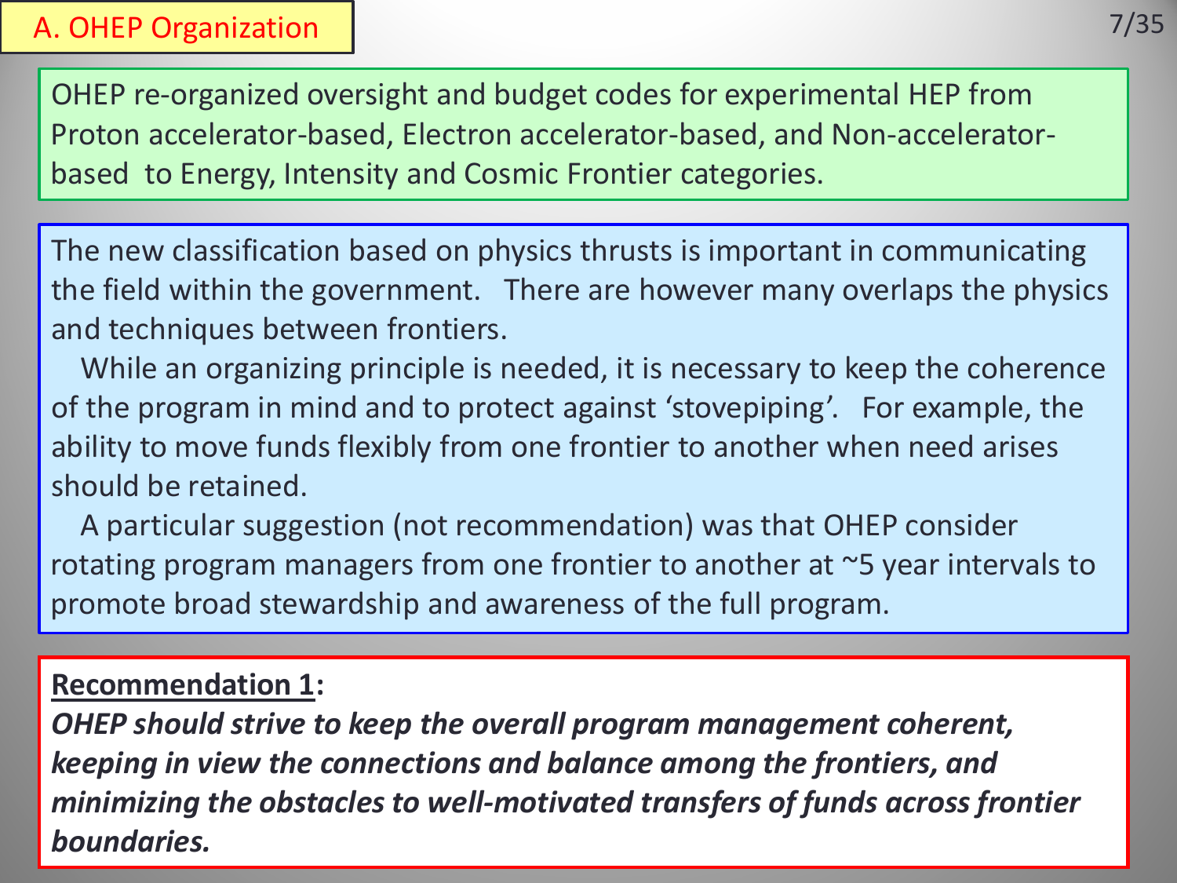# A. OHEP Organization

OHEP re-organized oversight and budget codes for experimental HEP from Proton accelerator-based, Electron accelerator-based, and Non-accelerator-based to Energy, Intensity and Cosmic Frontier categories.

The new classification based on physics thrusts is important in communicating the field within the government. There are however many overlaps the physics and techniques between frontiers.

While an organizing principle is needed, it is necessary to keep the coherence of the program in mind and to protect against 'stovepiping'. For example, the ability to move funds flexibly from one frontier to another when need arises should be retained.

A particular suggestion (not recommendation) was that OHEP consider rotating program managers from one frontier to another at ~5 year intervals to promote broad stewardship and awareness of the full program.

**Recommendation 1:**

***OHEP should strive to keep the overall program management coherent, keeping in view the connections and balance among the frontiers, and minimizing the obstacles to well-motivated transfers of funds across frontier boundaries.***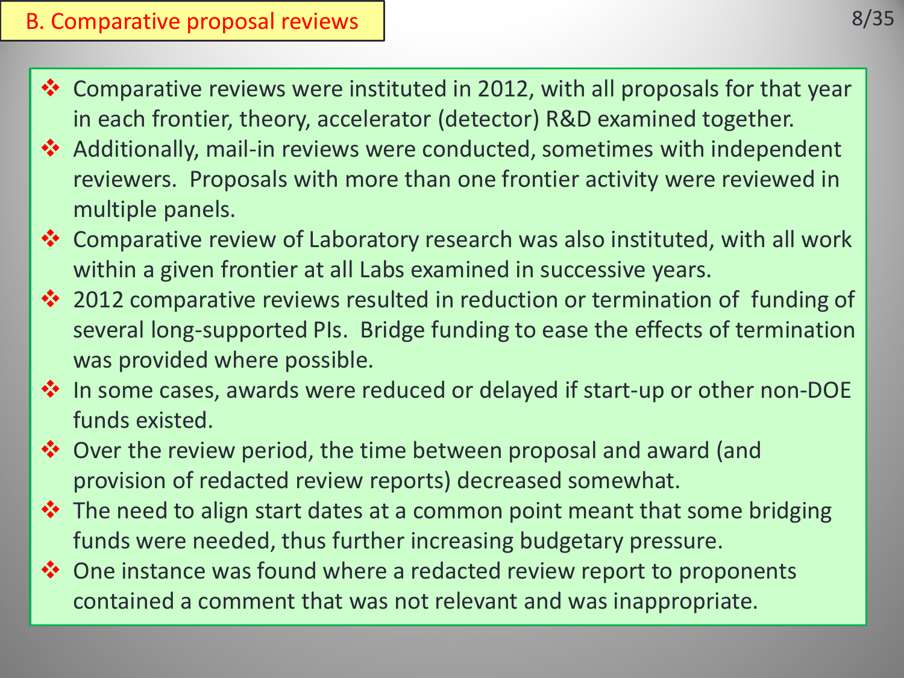## B. Comparative proposal reviews

- Comparative reviews were instituted in 2012, with all proposals for that year in each frontier, theory, accelerator (detector) R&D examined together.
- Additionally, mail-in reviews were conducted, sometimes with independent reviewers. Proposals with more than one frontier activity were reviewed in multiple panels.
- Comparative review of Laboratory research was also instituted, with all work within a given frontier at all Labs examined in successive years.
- 2012 comparative reviews resulted in reduction or termination of funding of several long-supported PIs. Bridge funding to ease the effects of termination was provided where possible.
- In some cases, awards were reduced or delayed if start-up or other non-DOE funds existed.
- Over the review period, the time between proposal and award (and provision of redacted review reports) decreased somewhat.
- The need to align start dates at a common point meant that some bridging funds were needed, thus further increasing budgetary pressure.
- One instance was found where a redacted review report to proponents contained a comment that was not relevant and was inappropriate.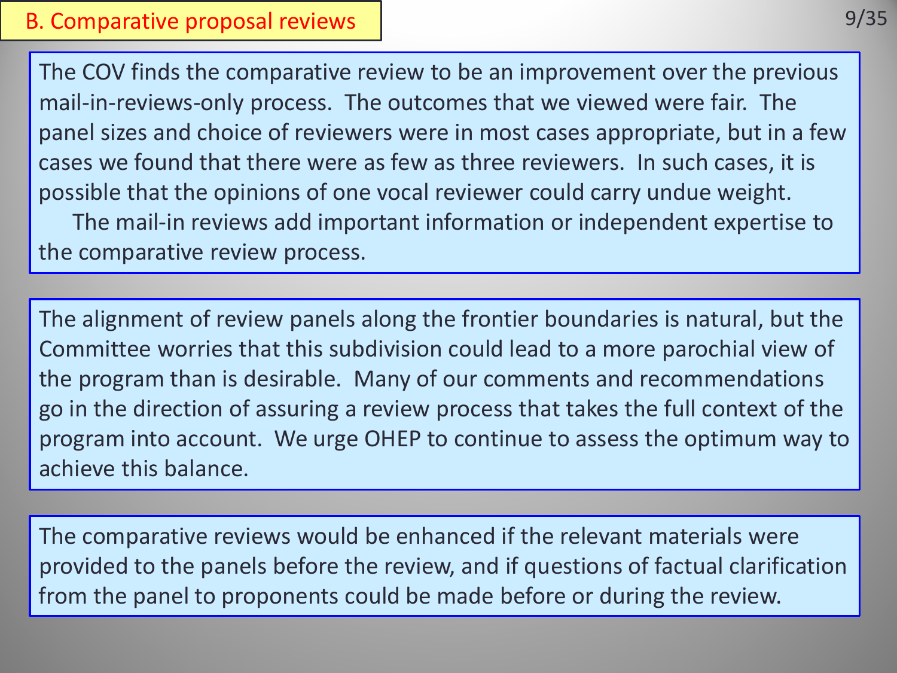## B. Comparative proposal reviews

The COV finds the comparative review to be an improvement over the previous mail-in-reviews-only process. The outcomes that we viewed were fair. The panel sizes and choice of reviewers were in most cases appropriate, but in a few cases we found that there were as few as three reviewers. In such cases, it is possible that the opinions of one vocal reviewer could carry undue weight.

The mail-in reviews add important information or independent expertise to the comparative review process.

The alignment of review panels along the frontier boundaries is natural, but the Committee worries that this subdivision could lead to a more parochial view of the program than is desirable. Many of our comments and recommendations go in the direction of assuring a review process that takes the full context of the program into account. We urge OHEP to continue to assess the optimum way to achieve this balance.

The comparative reviews would be enhanced if the relevant materials were provided to the panels before the review, and if questions of factual clarification from the panel to proponents could be made before or during the review.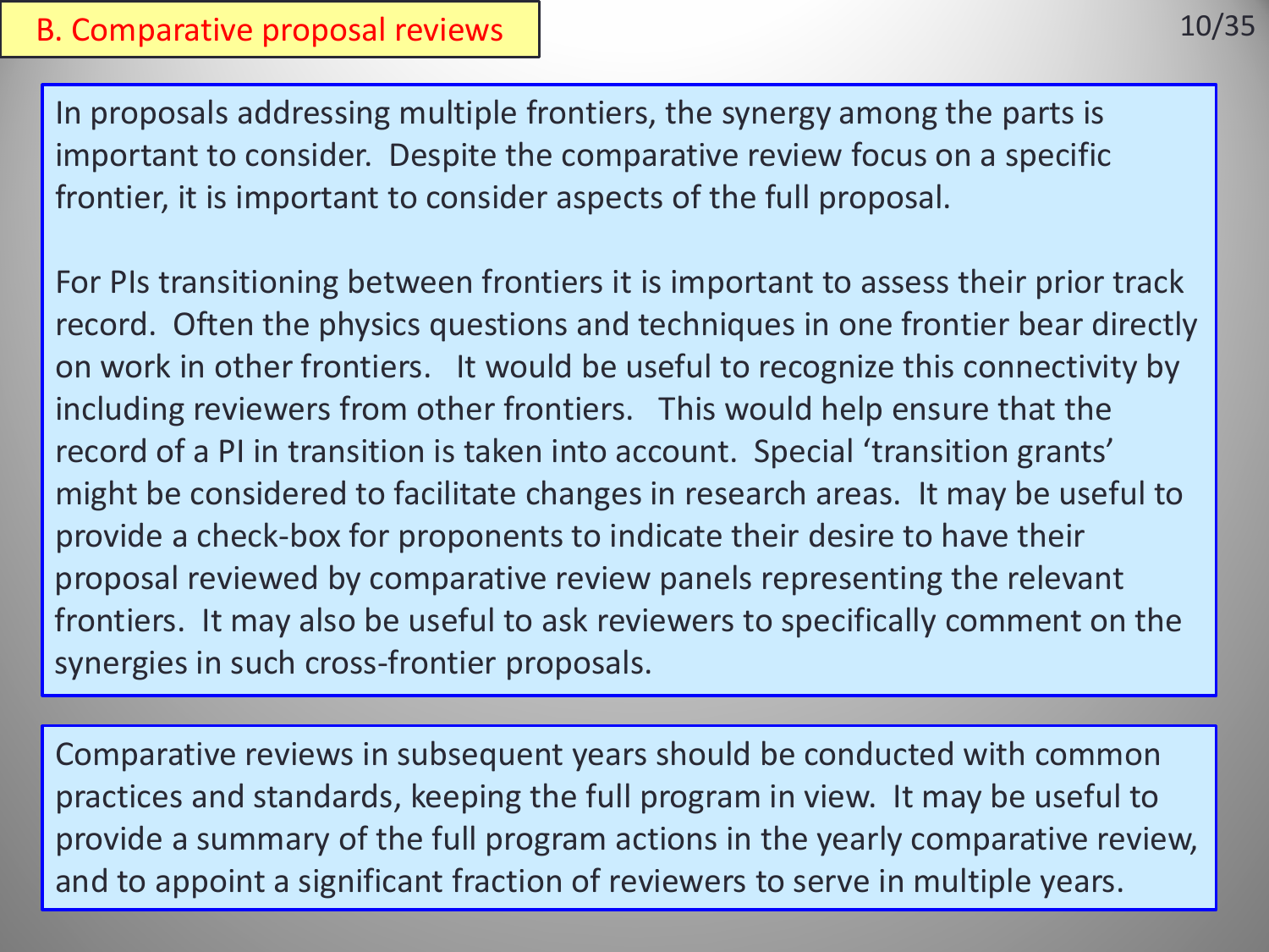# B. Comparative proposal reviews

In proposals addressing multiple frontiers, the synergy among the parts is important to consider. Despite the comparative review focus on a specific frontier, it is important to consider aspects of the full proposal.

For PIs transitioning between frontiers it is important to assess their prior track record. Often the physics questions and techniques in one frontier bear directly on work in other frontiers. It would be useful to recognize this connectivity by including reviewers from other frontiers. This would help ensure that the record of a PI in transition is taken into account. Special 'transition grants' might be considered to facilitate changes in research areas. It may be useful to provide a check-box for proponents to indicate their desire to have their proposal reviewed by comparative review panels representing the relevant frontiers. It may also be useful to ask reviewers to specifically comment on the synergies in such cross-frontier proposals.

Comparative reviews in subsequent years should be conducted with common practices and standards, keeping the full program in view. It may be useful to provide a summary of the full program actions in the yearly comparative review, and to appoint a significant fraction of reviewers to serve in multiple years.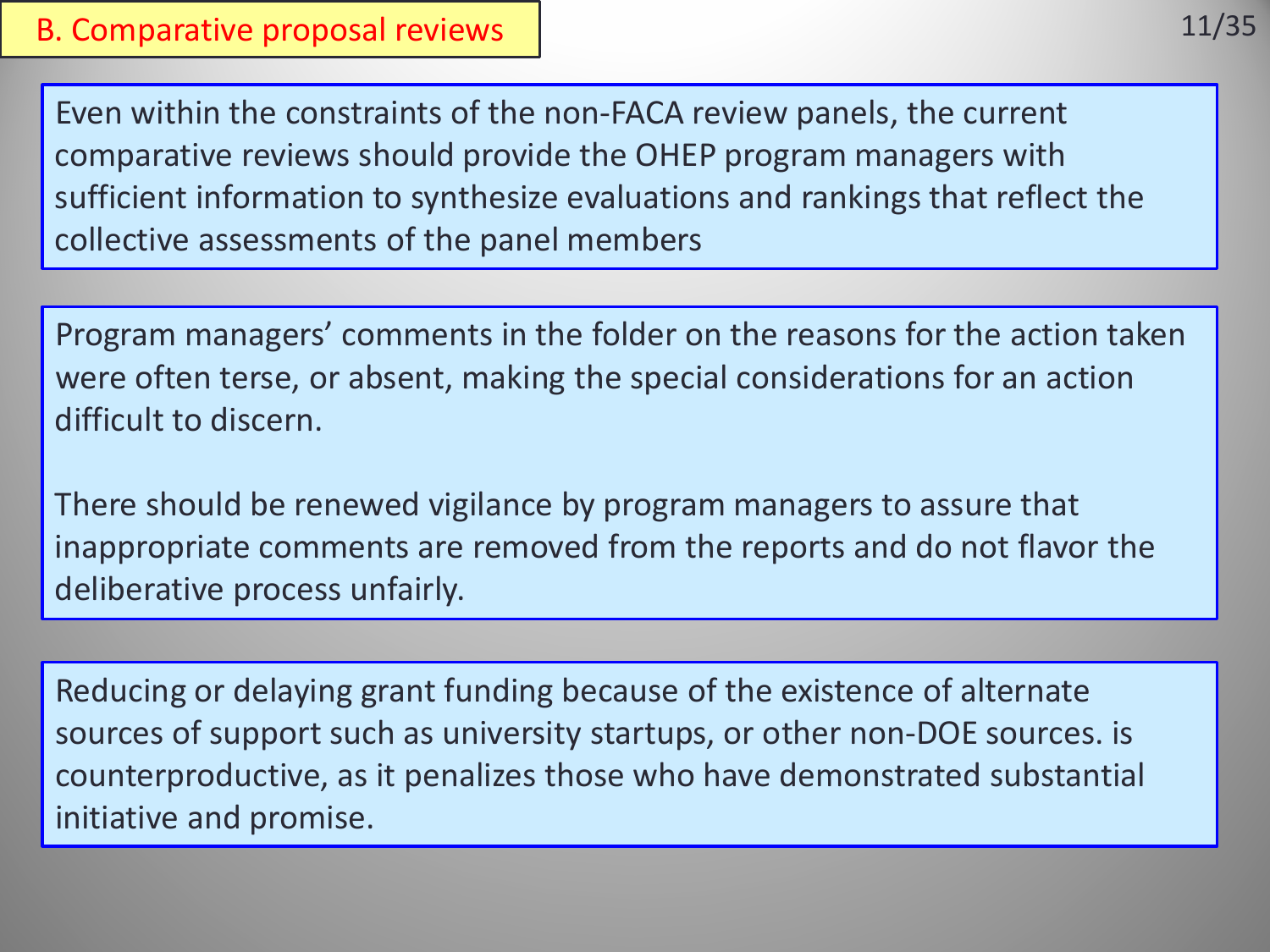# B. Comparative proposal reviews

Even within the constraints of the non-FACA review panels, the current comparative reviews should provide the OHEP program managers with sufficient information to synthesize evaluations and rankings that reflect the collective assessments of the panel members

Program managers' comments in the folder on the reasons for the action taken were often terse, or absent, making the special considerations for an action difficult to discern.

There should be renewed vigilance by program managers to assure that inappropriate comments are removed from the reports and do not flavor the deliberative process unfairly.

Reducing or delaying grant funding because of the existence of alternate sources of support such as university startups, or other non-DOE sources. is counterproductive, as it penalizes those who have demonstrated substantial initiative and promise.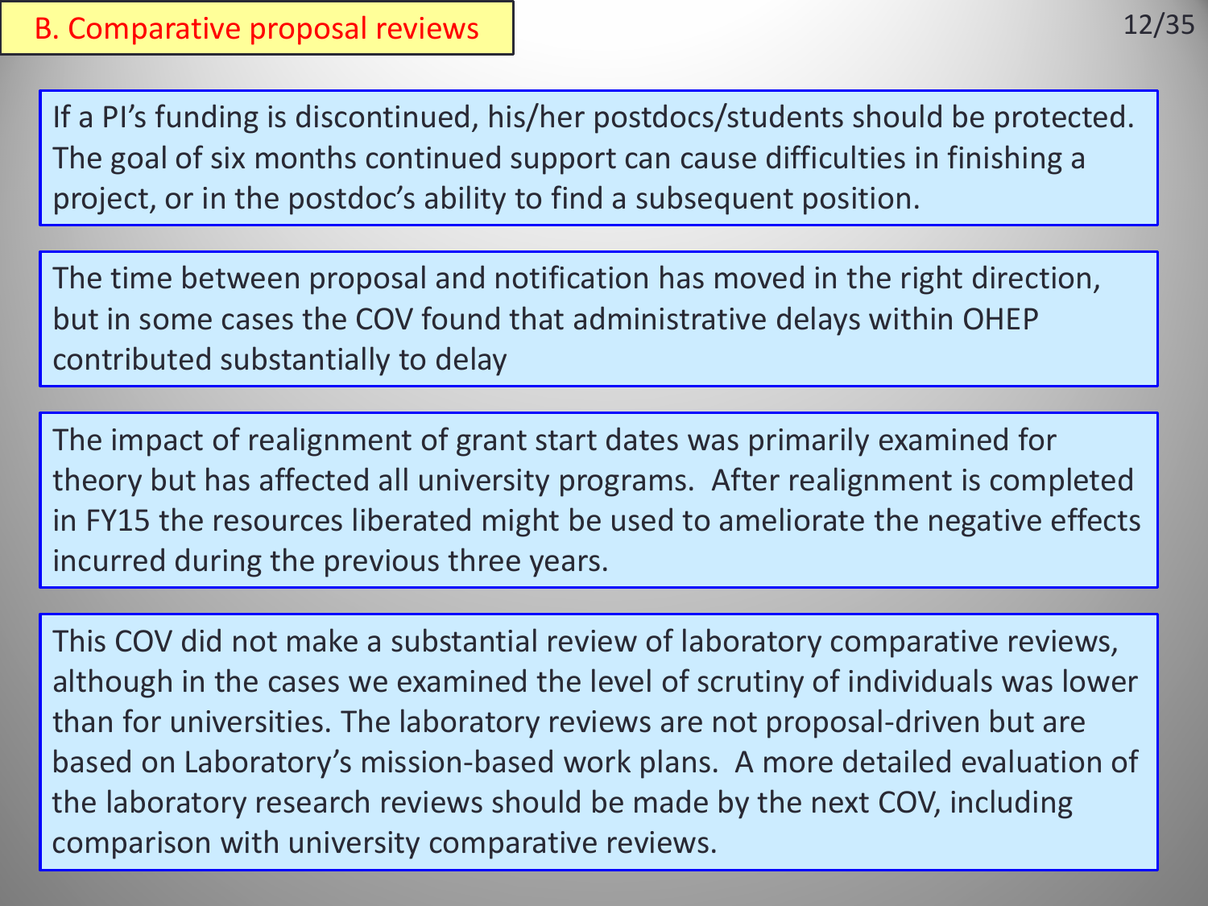## B. Comparative proposal reviews

If a PI's funding is discontinued, his/her postdocs/students should be protected. The goal of six months continued support can cause difficulties in finishing a project, or in the postdoc's ability to find a subsequent position.

The time between proposal and notification has moved in the right direction, but in some cases the COV found that administrative delays within OHEP contributed substantially to delay

The impact of realignment of grant start dates was primarily examined for theory but has affected all university programs. After realignment is completed in FY15 the resources liberated might be used to ameliorate the negative effects incurred during the previous three years.

This COV did not make a substantial review of laboratory comparative reviews, although in the cases we examined the level of scrutiny of individuals was lower than for universities. The laboratory reviews are not proposal-driven but are based on Laboratory's mission-based work plans. A more detailed evaluation of the laboratory research reviews should be made by the next COV, including comparison with university comparative reviews.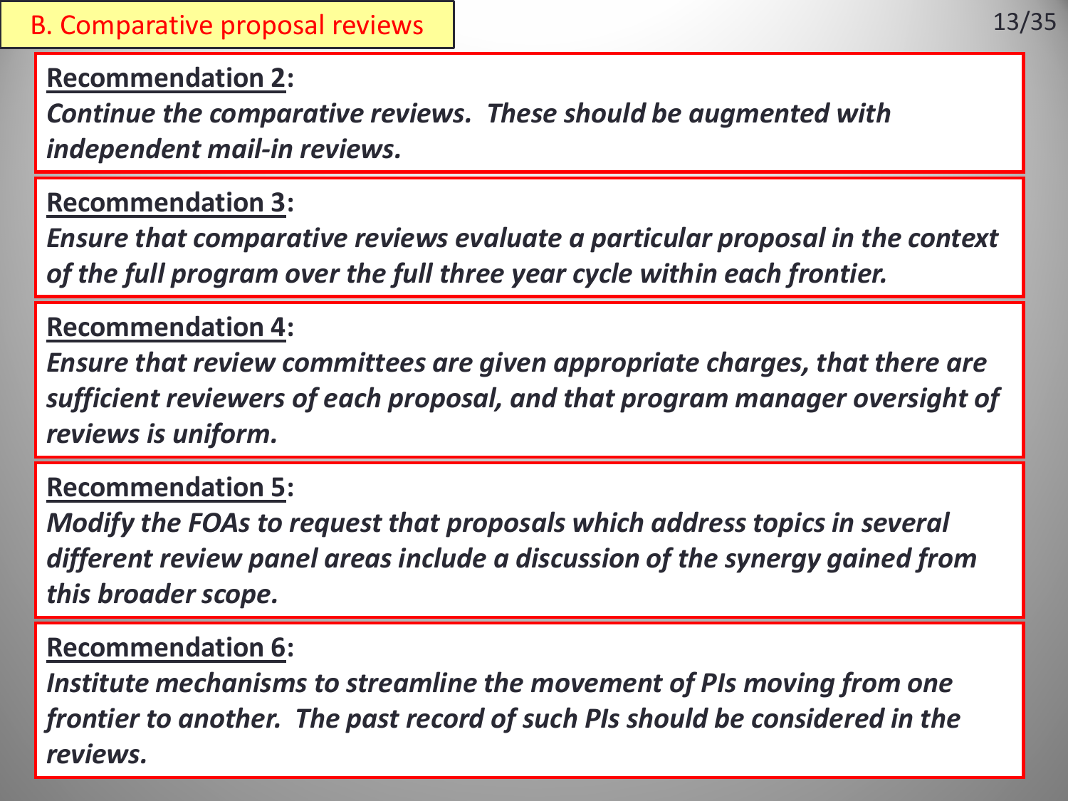## B. Comparative proposal reviews

**Recommendation 2:**

*Continue the comparative reviews. These should be augmented with independent mail-in reviews.*

**Recommendation 3:**

*Ensure that comparative reviews evaluate a particular proposal in the context of the full program over the full three year cycle within each frontier.*

**Recommendation 4:**

*Ensure that review committees are given appropriate charges, that there are sufficient reviewers of each proposal, and that program manager oversight of reviews is uniform.*

**Recommendation 5:**

*Modify the FOAs to request that proposals which address topics in several different review panel areas include a discussion of the synergy gained from this broader scope.*

**Recommendation 6:**

*Institute mechanisms to streamline the movement of PIs moving from one frontier to another. The past record of such PIs should be considered in the reviews.*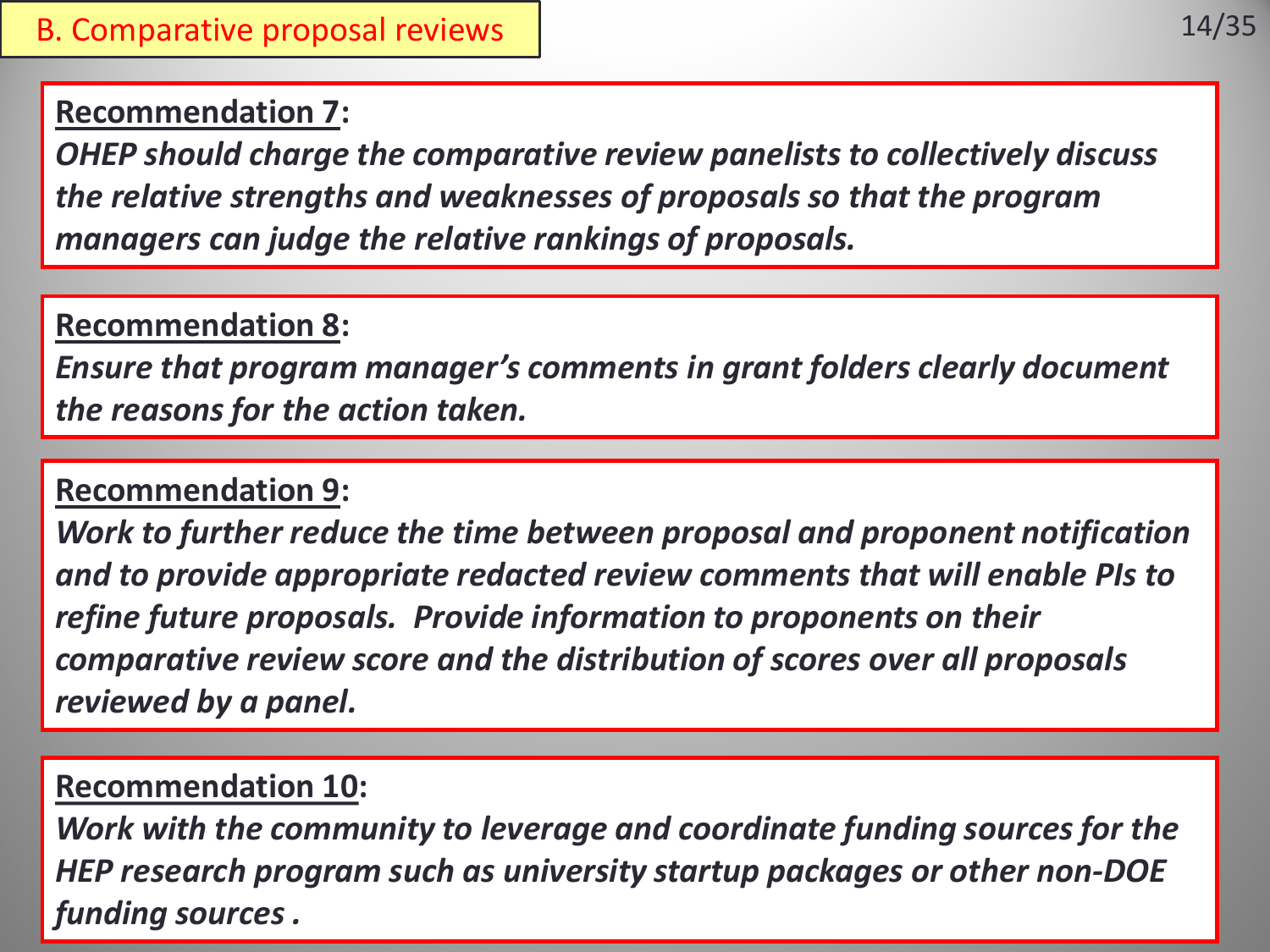## B. Comparative proposal reviews

**Recommendation 7:**
***OHEP should charge the comparative review panelists to collectively discuss the relative strengths and weaknesses of proposals so that the program managers can judge the relative rankings of proposals.***

**Recommendation 8:**
***Ensure that program manager's comments in grant folders clearly document the reasons for the action taken.***

**Recommendation 9:**
***Work to further reduce the time between proposal and proponent notification and to provide appropriate redacted review comments that will enable PIs to refine future proposals. Provide information to proponents on their comparative review score and the distribution of scores over all proposals reviewed by a panel.***

**Recommendation 10:**
***Work with the community to leverage and coordinate funding sources for the HEP research program such as university startup packages or other non-DOE funding sources .***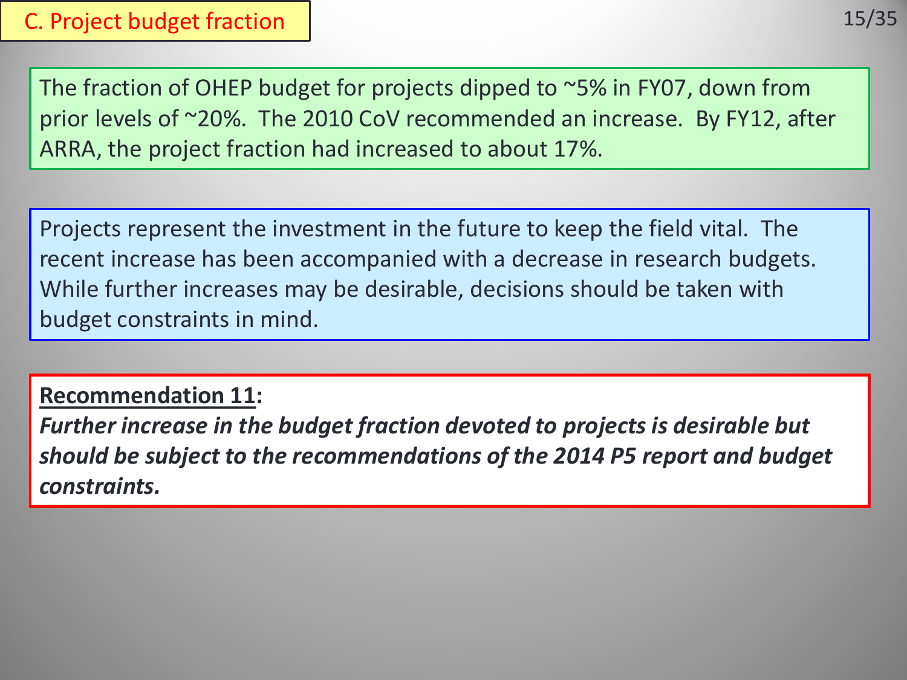## C. Project budget fraction

The fraction of OHEP budget for projects dipped to ~5% in FY07, down from prior levels of ~20%. The 2010 CoV recommended an increase. By FY12, after ARRA, the project fraction had increased to about 17%.

Projects represent the investment in the future to keep the field vital. The recent increase has been accompanied with a decrease in research budgets. While further increases may be desirable, decisions should be taken with budget constraints in mind.

**Recommendation 11:**
***Further increase in the budget fraction devoted to projects is desirable but should be subject to the recommendations of the 2014 P5 report and budget constraints.***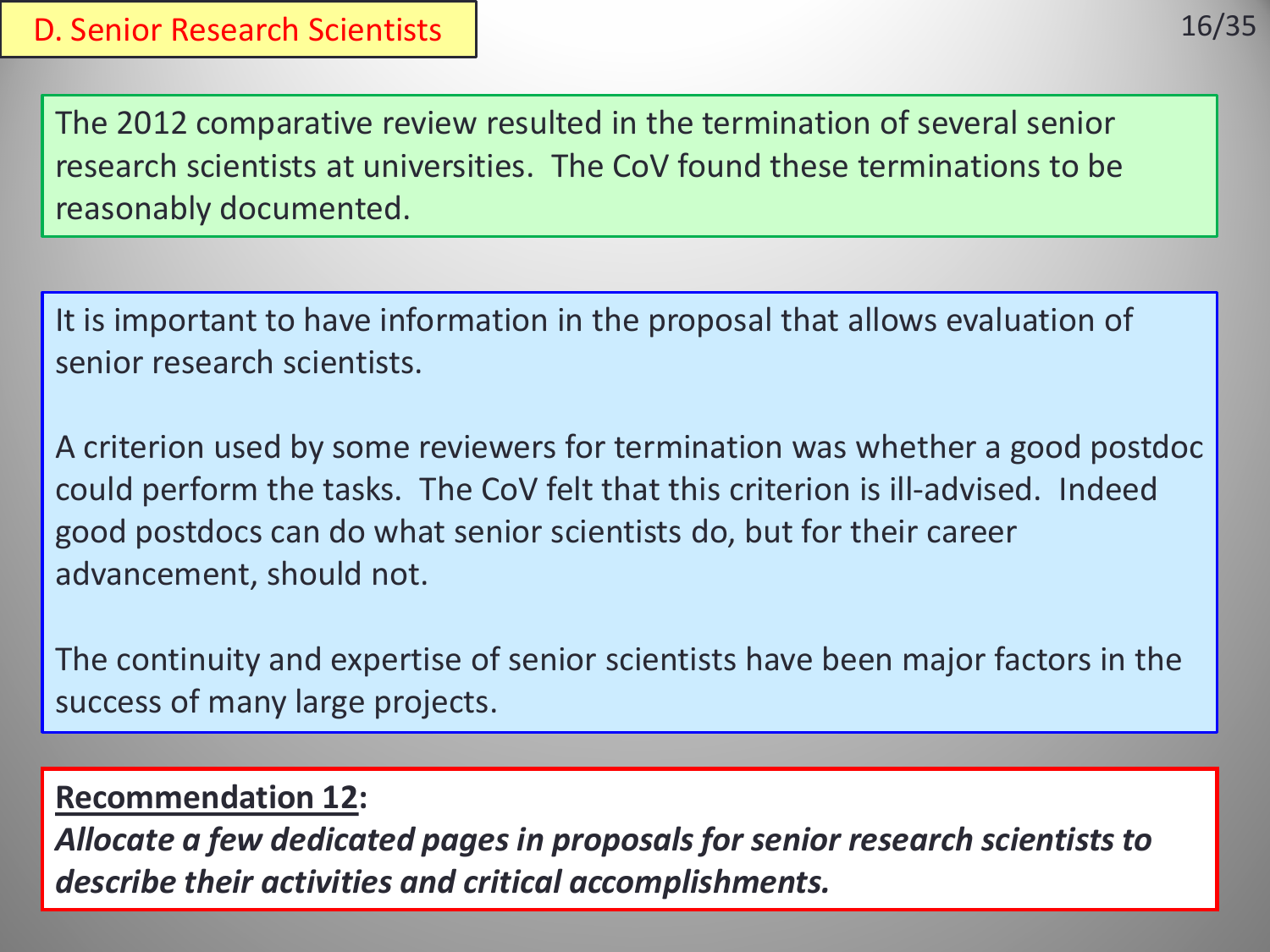## D. Senior Research Scientists

The 2012 comparative review resulted in the termination of several senior research scientists at universities. The CoV found these terminations to be reasonably documented.

It is important to have information in the proposal that allows evaluation of senior research scientists.

A criterion used by some reviewers for termination was whether a good postdoc could perform the tasks. The CoV felt that this criterion is ill-advised. Indeed good postdocs can do what senior scientists do, but for their career advancement, should not.

The continuity and expertise of senior scientists have been major factors in the success of many large projects.

**Recommendation 12**:
***Allocate a few dedicated pages in proposals for senior research scientists to describe their activities and critical accomplishments.***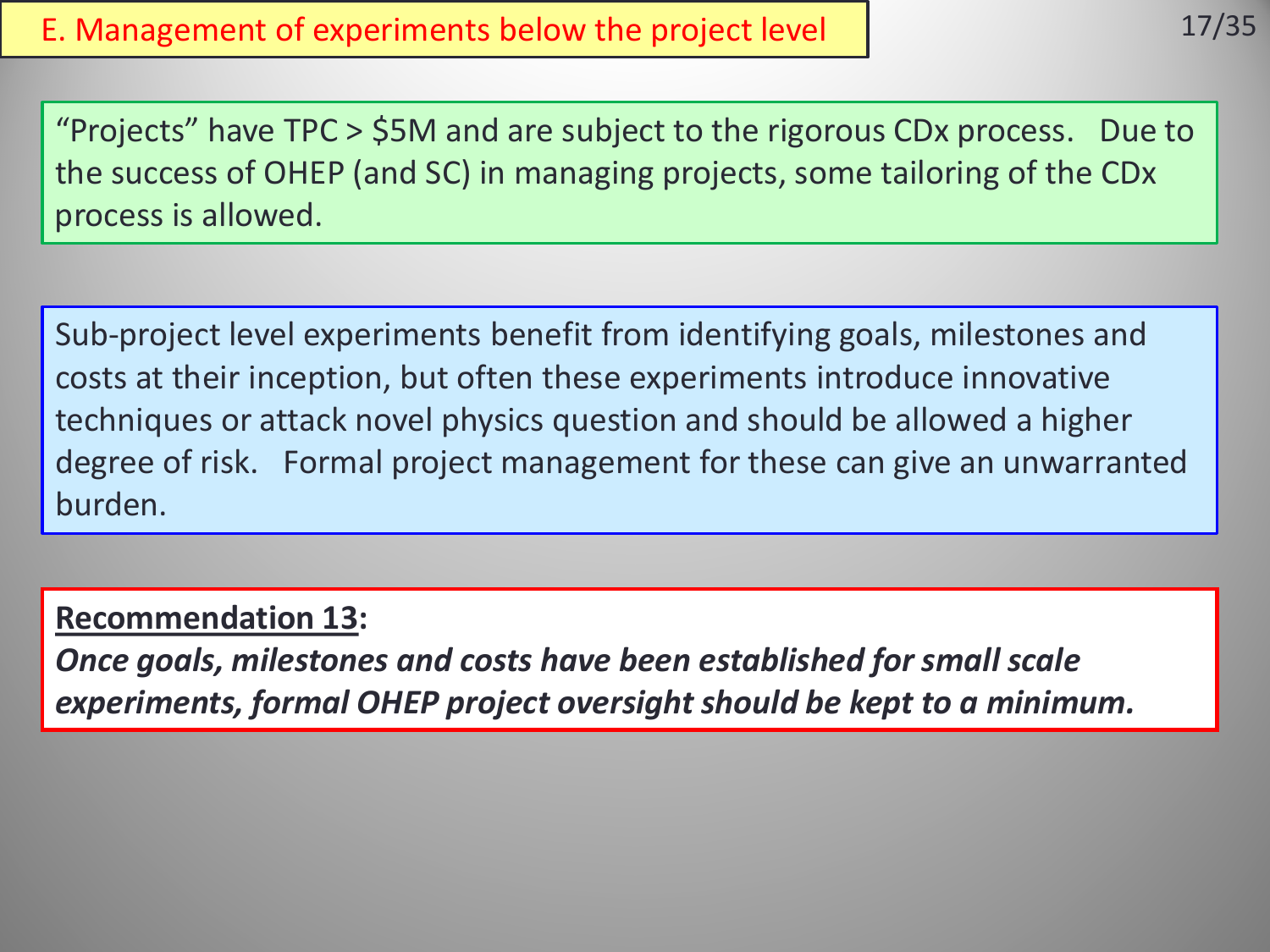# E. Management of experiments below the project level

“Projects” have TPC > $5M and are subject to the rigorous CDx process. Due to the success of OHEP (and SC) in managing projects, some tailoring of the CDx process is allowed.

Sub-project level experiments benefit from identifying goals, milestones and costs at their inception, but often these experiments introduce innovative techniques or attack novel physics question and should be allowed a higher degree of risk. Formal project management for these can give an unwarranted burden.

**Recommendation 13:**
***Once goals, milestones and costs have been established for small scale experiments, formal OHEP project oversight should be kept to a minimum.***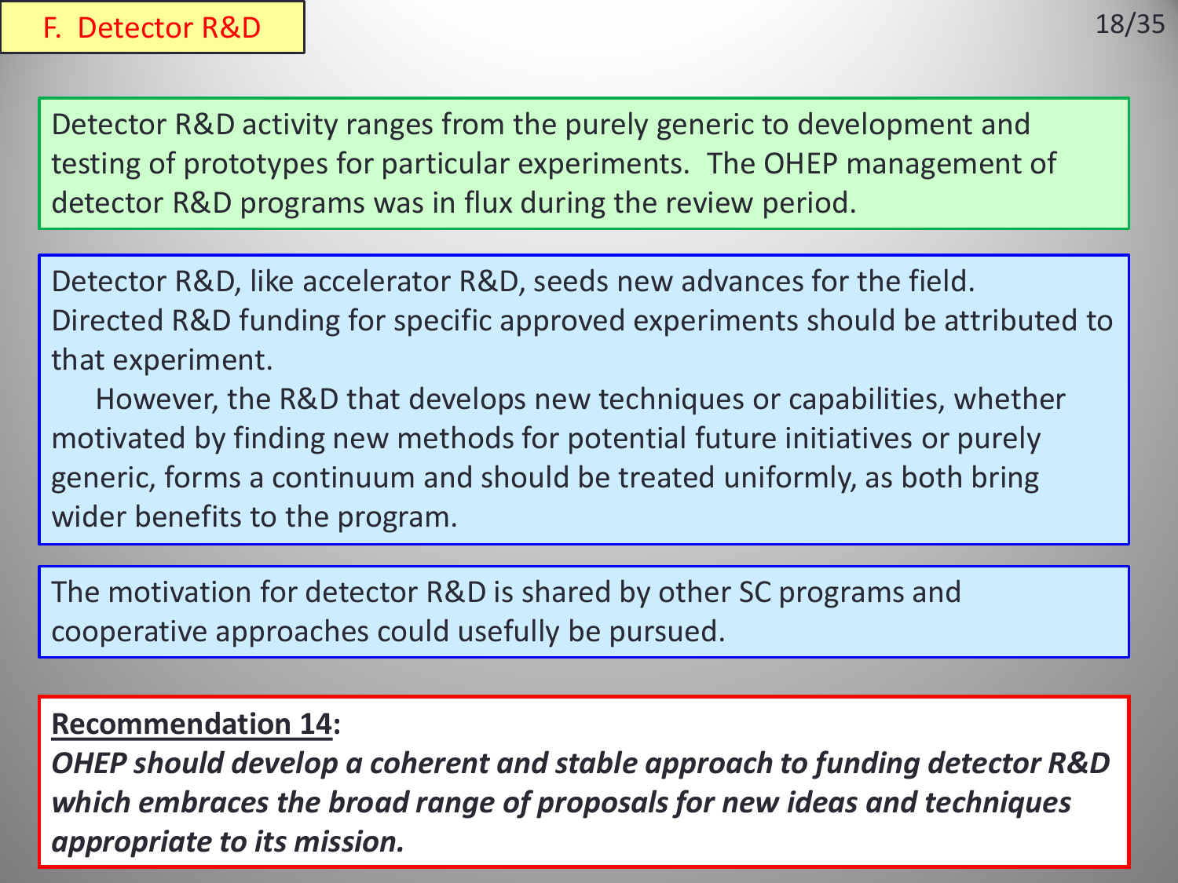## F. Detector R&D

Detector R&D activity ranges from the purely generic to development and testing of prototypes for particular experiments. The OHEP management of detector R&D programs was in flux during the review period.

Detector R&D, like accelerator R&D, seeds new advances for the field. Directed R&D funding for specific approved experiments should be attributed to that experiment.

However, the R&D that develops new techniques or capabilities, whether motivated by finding new methods for potential future initiatives or purely generic, forms a continuum and should be treated uniformly, as both bring wider benefits to the program.

The motivation for detector R&D is shared by other SC programs and cooperative approaches could usefully be pursued.

**Recommendation 14:**

***OHEP should develop a coherent and stable approach to funding detector R&D which embraces the broad range of proposals for new ideas and techniques appropriate to its mission.***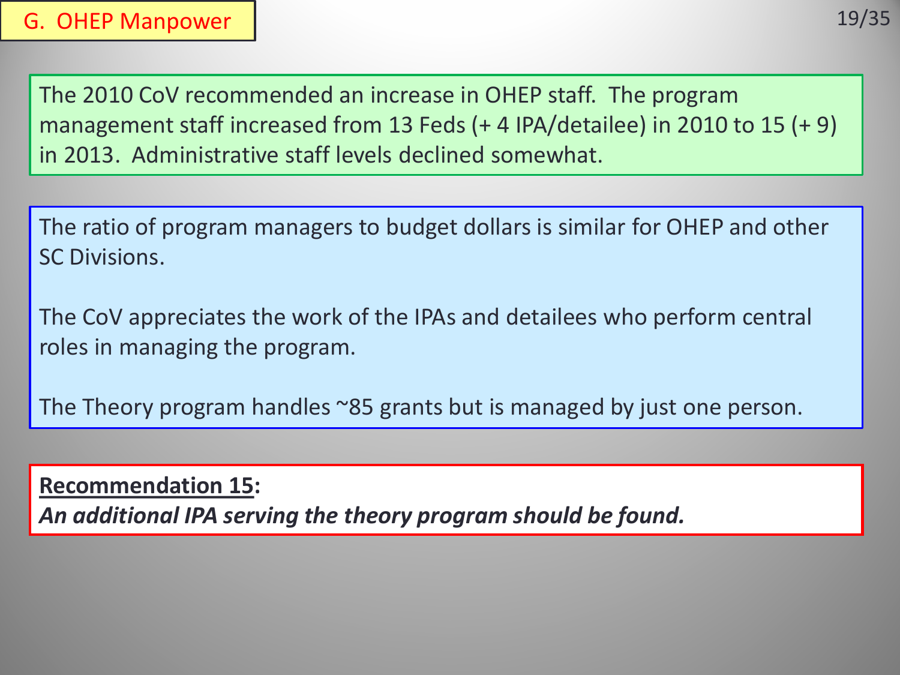## G. OHEP Manpower

The 2010 CoV recommended an increase in OHEP staff. The program management staff increased from 13 Feds (+ 4 IPA/detailee) in 2010 to 15 (+ 9) in 2013. Administrative staff levels declined somewhat.

The ratio of program managers to budget dollars is similar for OHEP and other SC Divisions.

The CoV appreciates the work of the IPAs and detailees who perform central roles in managing the program.

The Theory program handles ~85 grants but is managed by just one person.

**Recommendation 15**:
***An additional IPA serving the theory program should be found.***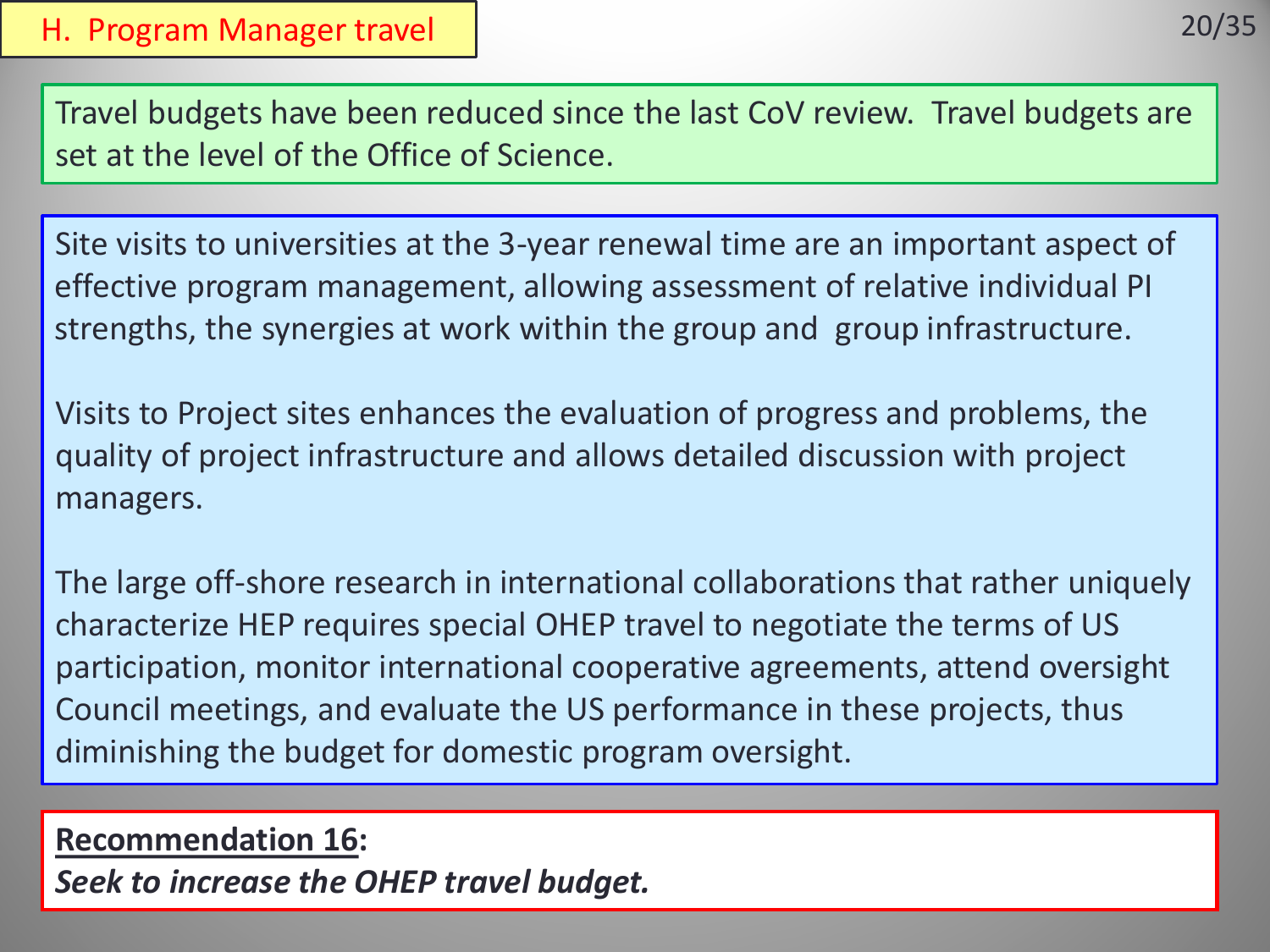## H. Program Manager travel

Travel budgets have been reduced since the last CoV review. Travel budgets are set at the level of the Office of Science.

Site visits to universities at the 3-year renewal time are an important aspect of effective program management, allowing assessment of relative individual PI strengths, the synergies at work within the group and group infrastructure.

Visits to Project sites enhances the evaluation of progress and problems, the quality of project infrastructure and allows detailed discussion with project managers.

The large off-shore research in international collaborations that rather uniquely characterize HEP requires special OHEP travel to negotiate the terms of US participation, monitor international cooperative agreements, attend oversight Council meetings, and evaluate the US performance in these projects, thus diminishing the budget for domestic program oversight.

**Recommendation 16:**
***Seek to increase the OHEP travel budget.***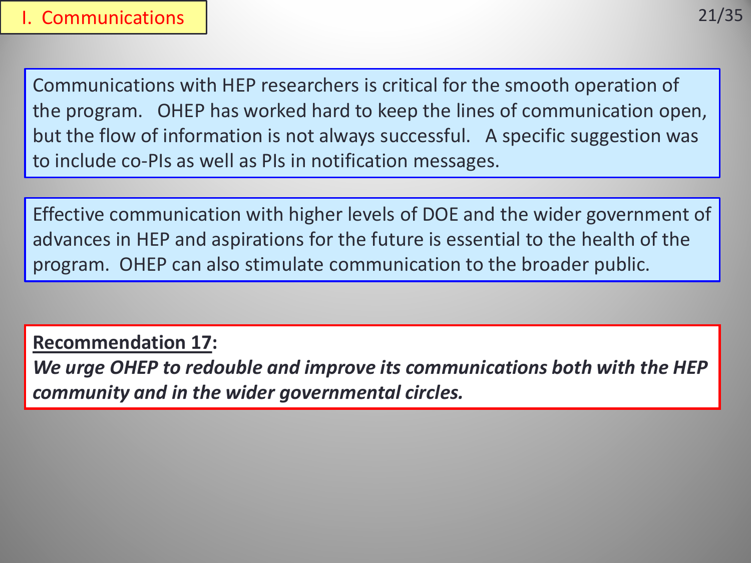# I. Communications

Communications with HEP researchers is critical for the smooth operation of the program. OHEP has worked hard to keep the lines of communication open, but the flow of information is not always successful. A specific suggestion was to include co-PIs as well as PIs in notification messages.

Effective communication with higher levels of DOE and the wider government of advances in HEP and aspirations for the future is essential to the health of the program. OHEP can also stimulate communication to the broader public.

**Recommendation 17:**
***We urge OHEP to redouble and improve its communications both with the HEP community and in the wider governmental circles.***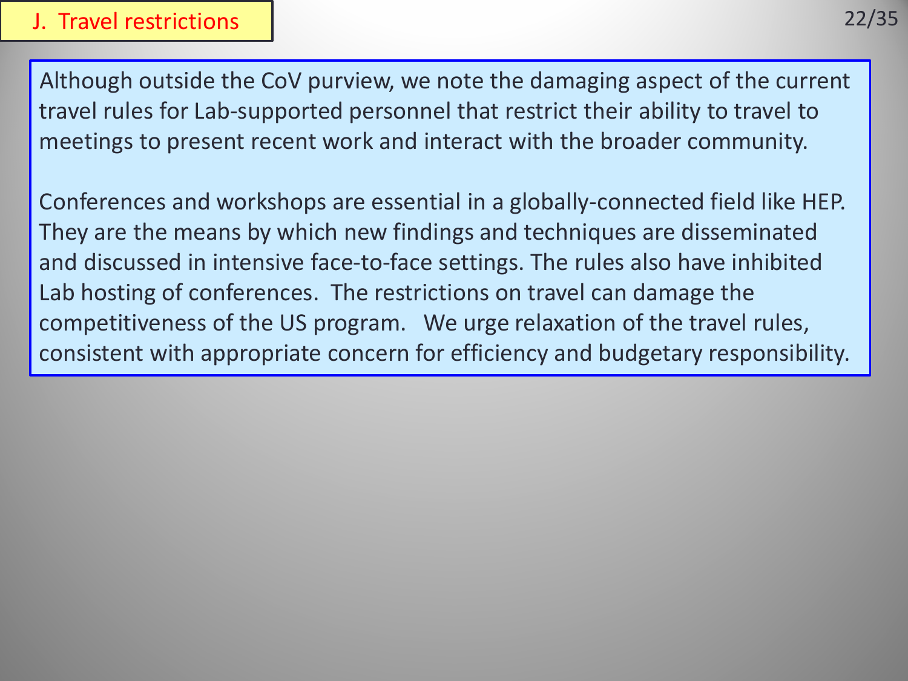## J. Travel restrictions

Although outside the CoV purview, we note the damaging aspect of the current travel rules for Lab-supported personnel that restrict their ability to travel to meetings to present recent work and interact with the broader community.

Conferences and workshops are essential in a globally-connected field like HEP. They are the means by which new findings and techniques are disseminated and discussed in intensive face-to-face settings. The rules also have inhibited Lab hosting of conferences. The restrictions on travel can damage the competitiveness of the US program. We urge relaxation of the travel rules, consistent with appropriate concern for efficiency and budgetary responsibility.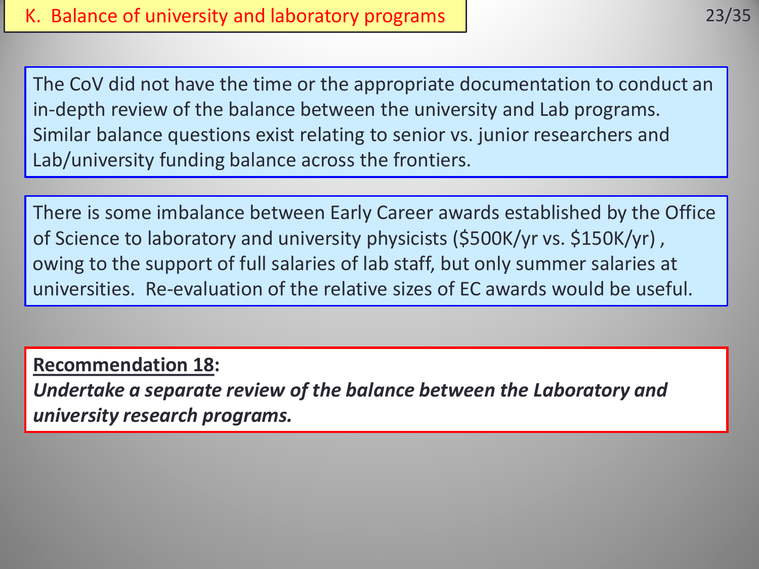## K. Balance of university and laboratory programs

The CoV did not have the time or the appropriate documentation to conduct an in-depth review of the balance between the university and Lab programs. Similar balance questions exist relating to senior vs. junior researchers and Lab/university funding balance across the frontiers.

There is some imbalance between Early Career awards established by the Office of Science to laboratory and university physicists ($500K/yr vs. $150K/yr) , owing to the support of full salaries of lab staff, but only summer salaries at universities. Re-evaluation of the relative sizes of EC awards would be useful.

**Recommendation 18:**
***Undertake a separate review of the balance between the Laboratory and university research programs.***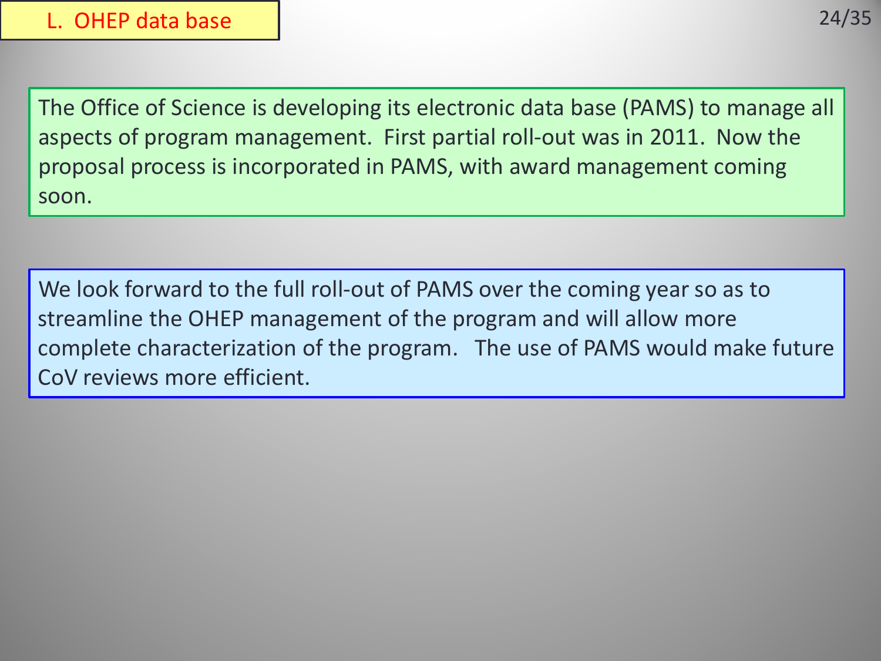## L. OHEP data base

The Office of Science is developing its electronic data base (PAMS) to manage all aspects of program management. First partial roll-out was in 2011. Now the proposal process is incorporated in PAMS, with award management coming soon.

We look forward to the full roll-out of PAMS over the coming year so as to streamline the OHEP management of the program and will allow more complete characterization of the program. The use of PAMS would make future CoV reviews more efficient.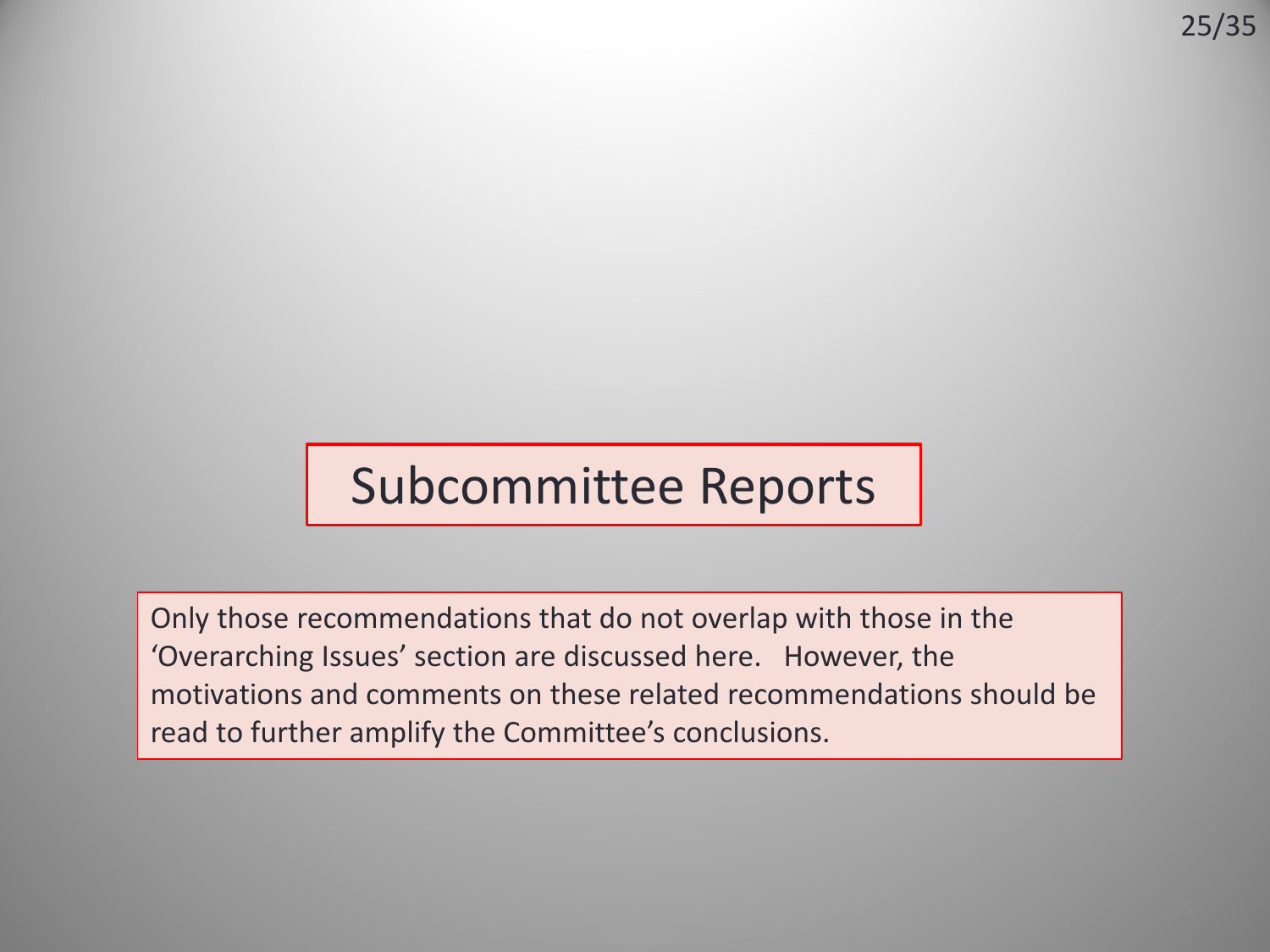# Subcommittee Reports

Only those recommendations that do not overlap with those in the 'Overarching Issues' section are discussed here. However, the motivations and comments on these related recommendations should be read to further amplify the Committee's conclusions.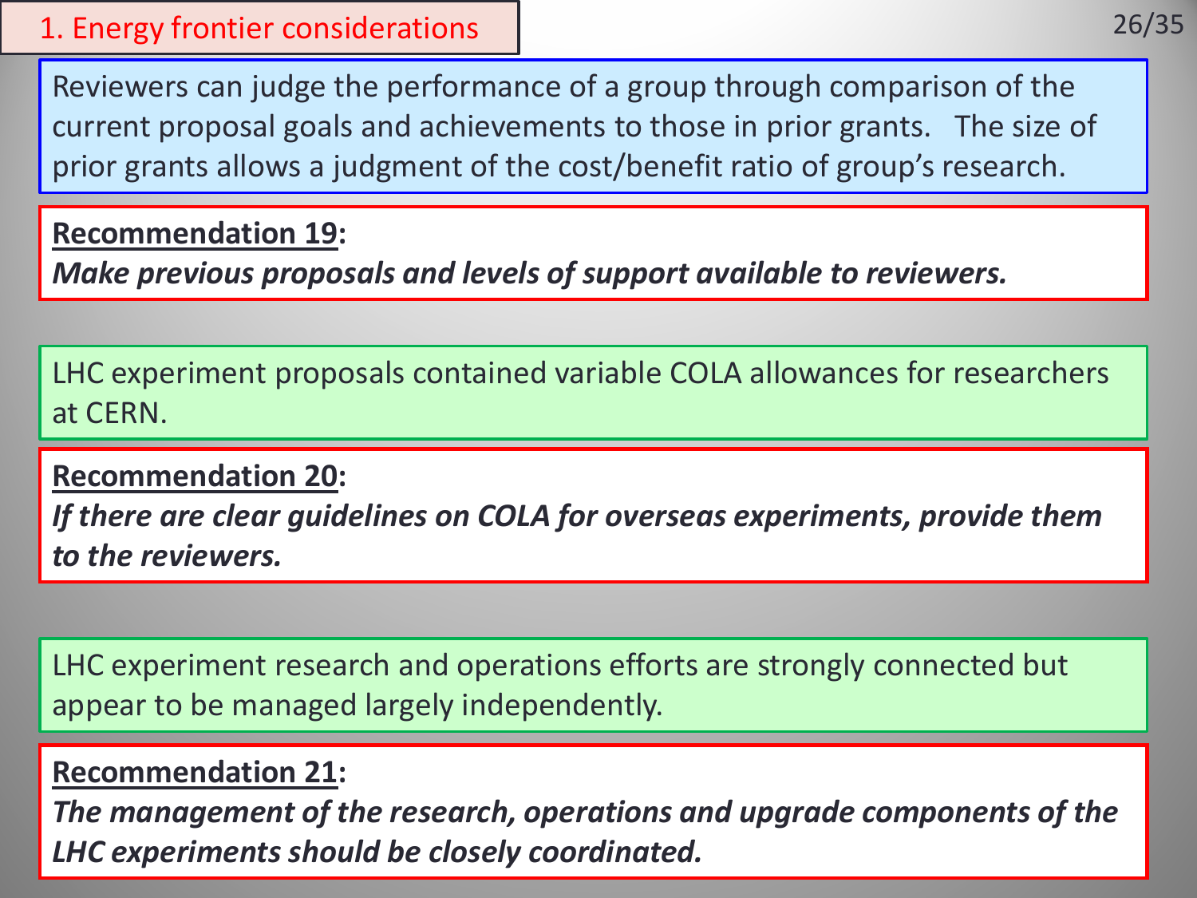# 1. Energy frontier considerations

Reviewers can judge the performance of a group through comparison of the current proposal goals and achievements to those in prior grants. The size of prior grants allows a judgment of the cost/benefit ratio of group's research.

**Recommendation 19:**
***Make previous proposals and levels of support available to reviewers.***

LHC experiment proposals contained variable COLA allowances for researchers at CERN.

**Recommendation 20:**
***If there are clear guidelines on COLA for overseas experiments, provide them to the reviewers.***

LHC experiment research and operations efforts are strongly connected but appear to be managed largely independently.

**Recommendation 21:**
***The management of the research, operations and upgrade components of the LHC experiments should be closely coordinated.***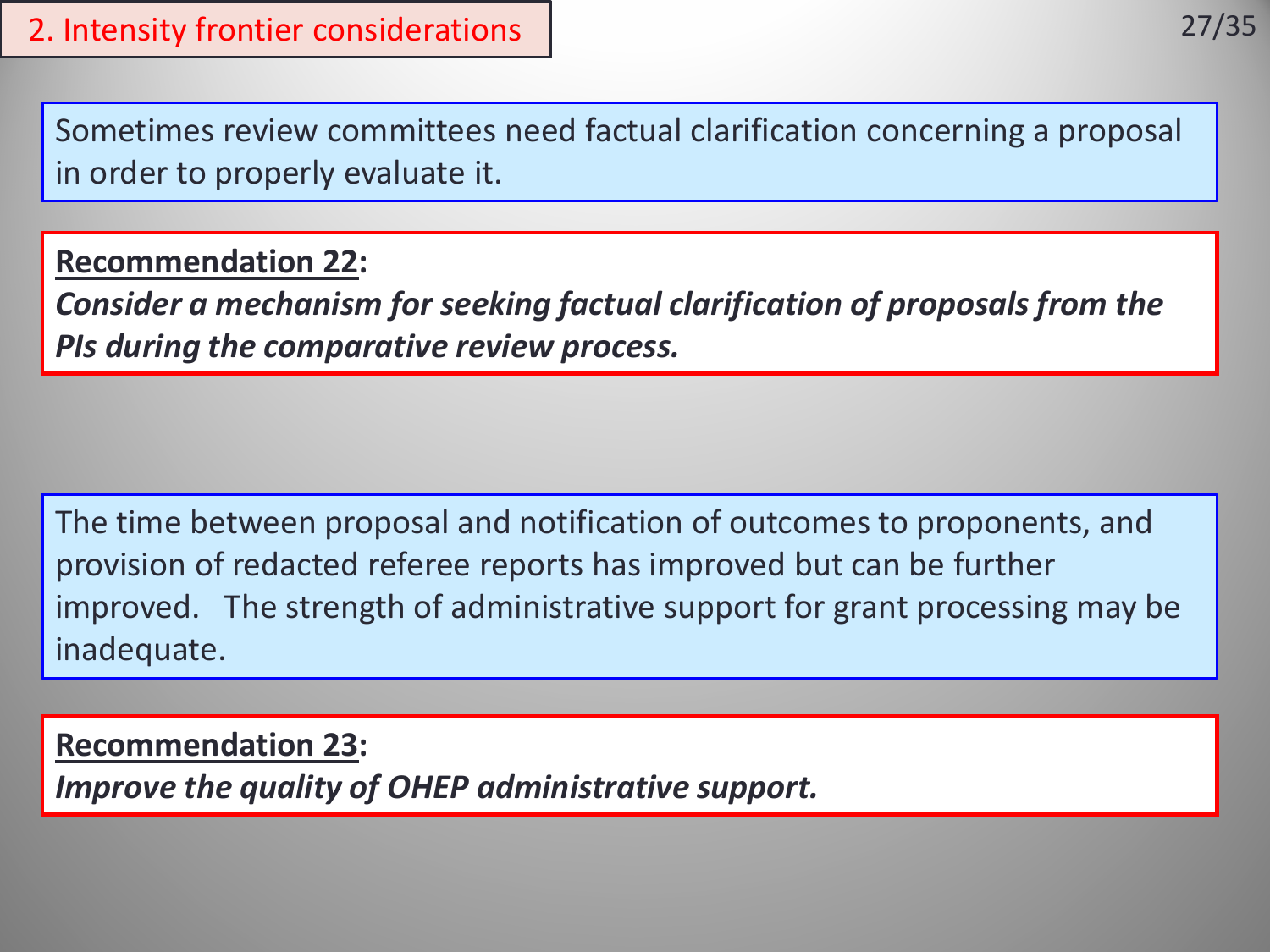## 2. Intensity frontier considerations

Sometimes review committees need factual clarification concerning a proposal in order to properly evaluate it.

**Recommendation 22:**
***Consider a mechanism for seeking factual clarification of proposals from the PIs during the comparative review process.***

The time between proposal and notification of outcomes to proponents, and provision of redacted referee reports has improved but can be further improved. The strength of administrative support for grant processing may be inadequate.

**Recommendation 23:**
***Improve the quality of OHEP administrative support.***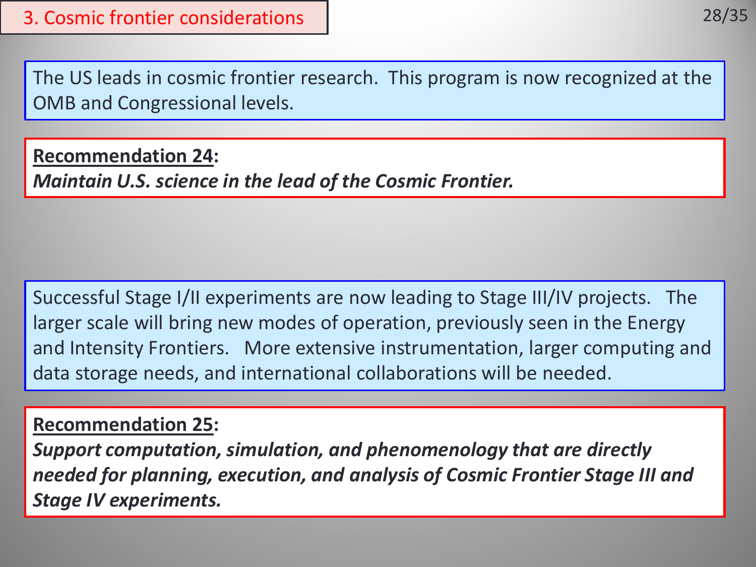## 3. Cosmic frontier considerations

The US leads in cosmic frontier research. This program is now recognized at the OMB and Congressional levels.

**Recommendation 24:**
***Maintain U.S. science in the lead of the Cosmic Frontier.***

Successful Stage I/II experiments are now leading to Stage III/IV projects. The larger scale will bring new modes of operation, previously seen in the Energy and Intensity Frontiers. More extensive instrumentation, larger computing and data storage needs, and international collaborations will be needed.

**Recommendation 25:**
***Support computation, simulation, and phenomenology that are directly needed for planning, execution, and analysis of Cosmic Frontier Stage III and Stage IV experiments.***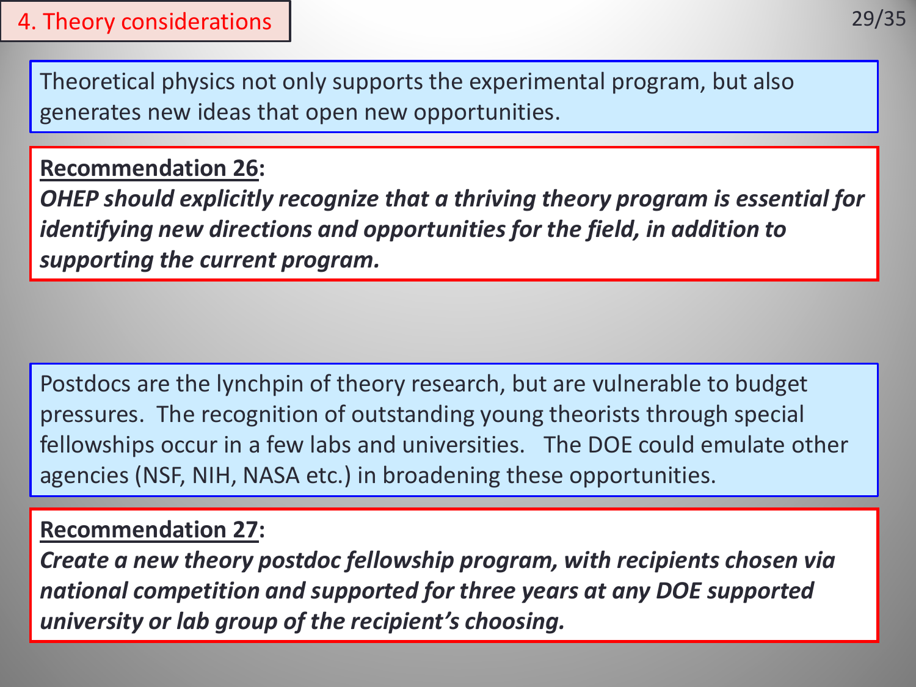## 4. Theory considerations

Theoretical physics not only supports the experimental program, but also generates new ideas that open new opportunities.

**Recommendation 26:**
***OHEP should explicitly recognize that a thriving theory program is essential for identifying new directions and opportunities for the field, in addition to supporting the current program.***

Postdocs are the lynchpin of theory research, but are vulnerable to budget pressures. The recognition of outstanding young theorists through special fellowships occur in a few labs and universities. The DOE could emulate other agencies (NSF, NIH, NASA etc.) in broadening these opportunities.

**Recommendation 27:**
***Create a new theory postdoc fellowship program, with recipients chosen via national competition and supported for three years at any DOE supported university or lab group of the recipient's choosing.***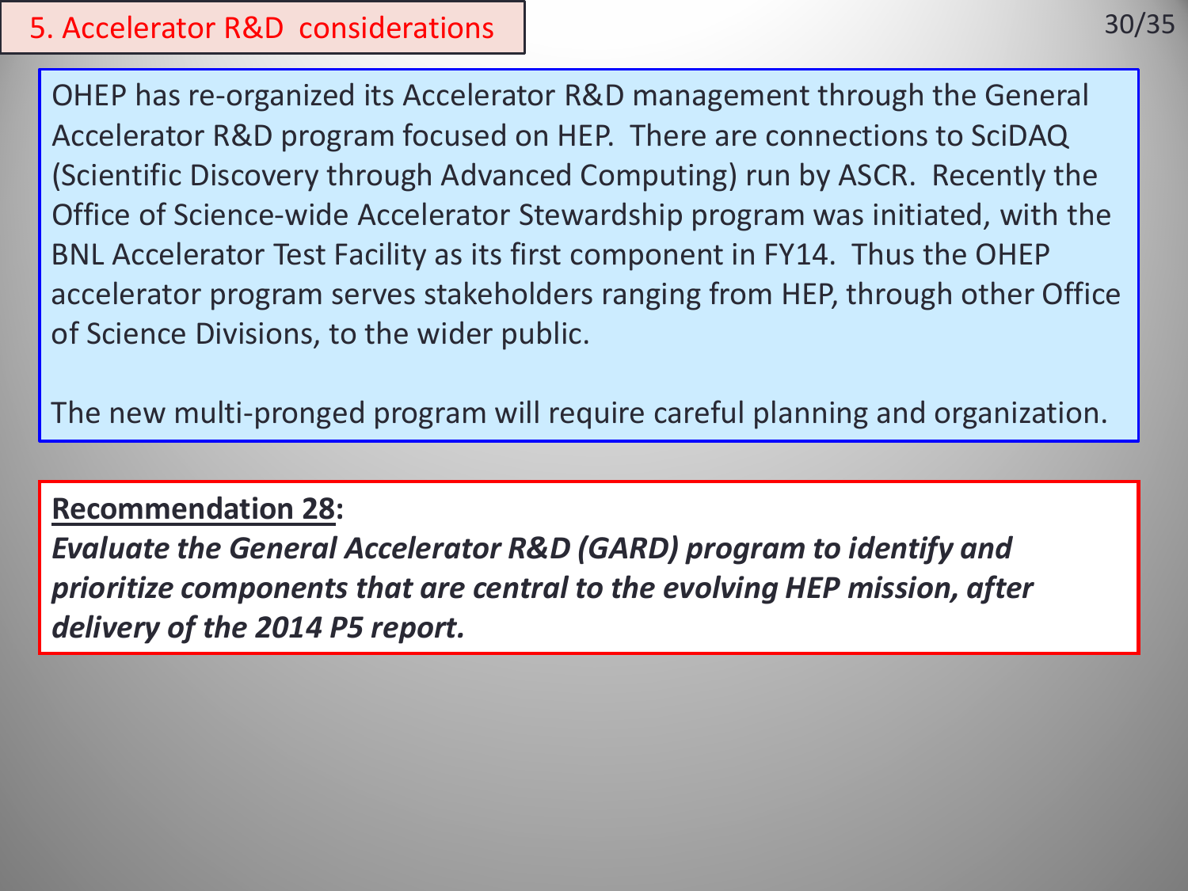## 5. Accelerator R&D considerations

OHEP has re-organized its Accelerator R&D management through the General Accelerator R&D program focused on HEP. There are connections to SciDAQ (Scientific Discovery through Advanced Computing) run by ASCR. Recently the Office of Science-wide Accelerator Stewardship program was initiated, with the BNL Accelerator Test Facility as its first component in FY14. Thus the OHEP accelerator program serves stakeholders ranging from HEP, through other Office of Science Divisions, to the wider public.

The new multi-pronged program will require careful planning and organization.

**Recommendation 28:**

***Evaluate the General Accelerator R&D (GARD) program to identify and prioritize components that are central to the evolving HEP mission, after delivery of the 2014 P5 report.***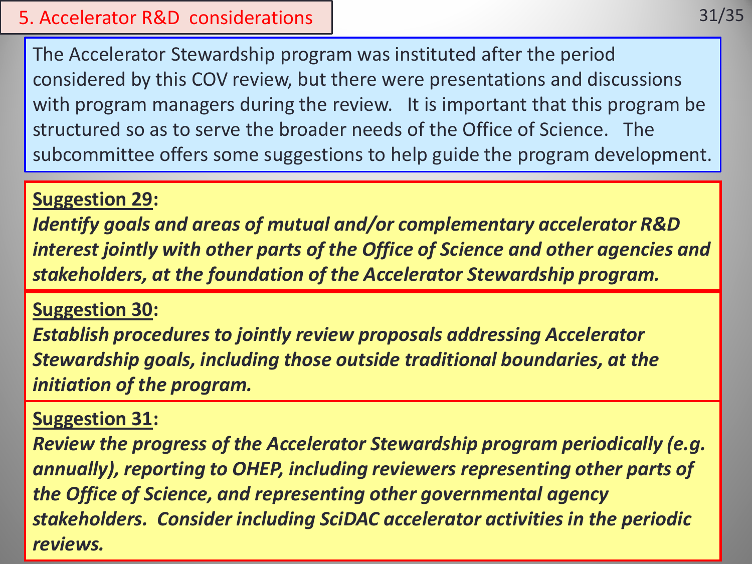## 5. Accelerator R&D considerations

The Accelerator Stewardship program was instituted after the period considered by this COV review, but there were presentations and discussions with program managers during the review. It is important that this program be structured so as to serve the broader needs of the Office of Science. The subcommittee offers some suggestions to help guide the program development.

**Suggestion 29:**
***Identify goals and areas of mutual and/or complementary accelerator R&D interest jointly with other parts of the Office of Science and other agencies and stakeholders, at the foundation of the Accelerator Stewardship program.***

**Suggestion 30:**
***Establish procedures to jointly review proposals addressing Accelerator Stewardship goals, including those outside traditional boundaries, at the initiation of the program.***

**Suggestion 31:**
***Review the progress of the Accelerator Stewardship program periodically (e.g. annually), reporting to OHEP, including reviewers representing other parts of the Office of Science, and representing other governmental agency stakeholders. Consider including SciDAC accelerator activities in the periodic reviews.***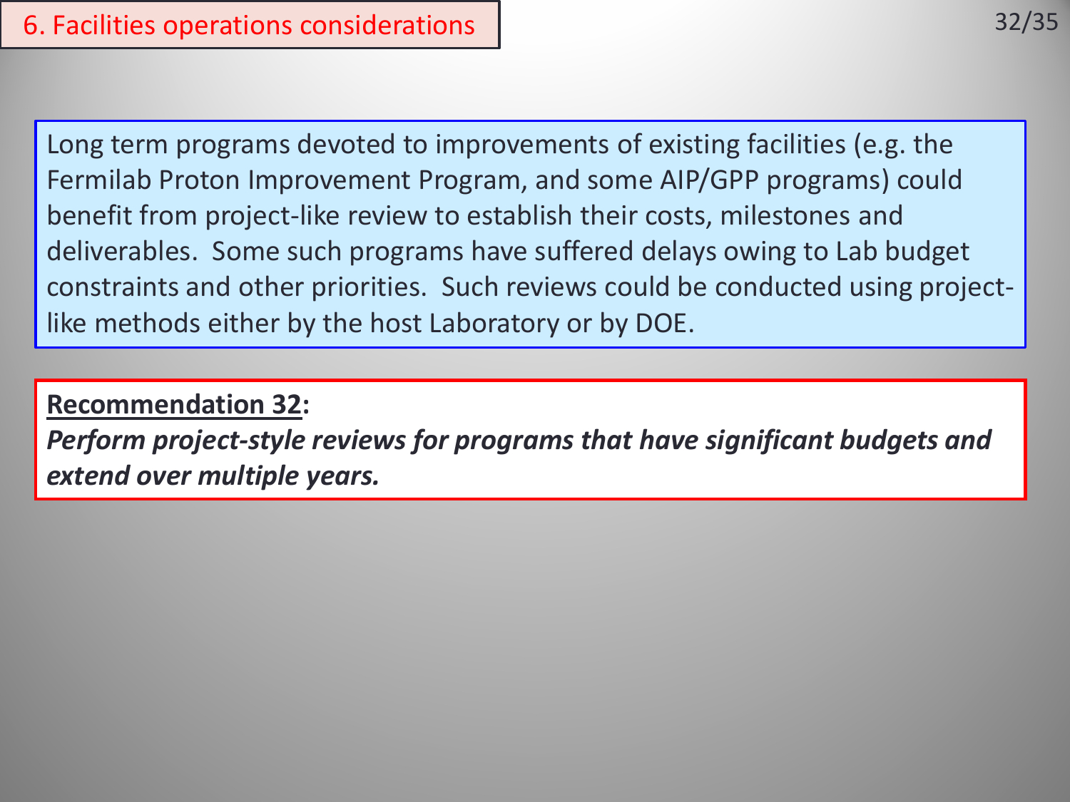# 6. Facilities operations considerations

Long term programs devoted to improvements of existing facilities (e.g. the Fermilab Proton Improvement Program, and some AIP/GPP programs) could benefit from project-like review to establish their costs, milestones and deliverables. Some such programs have suffered delays owing to Lab budget constraints and other priorities. Such reviews could be conducted using project-like methods either by the host Laboratory or by DOE.

**Recommendation 32:**
***Perform project-style reviews for programs that have significant budgets and extend over multiple years.***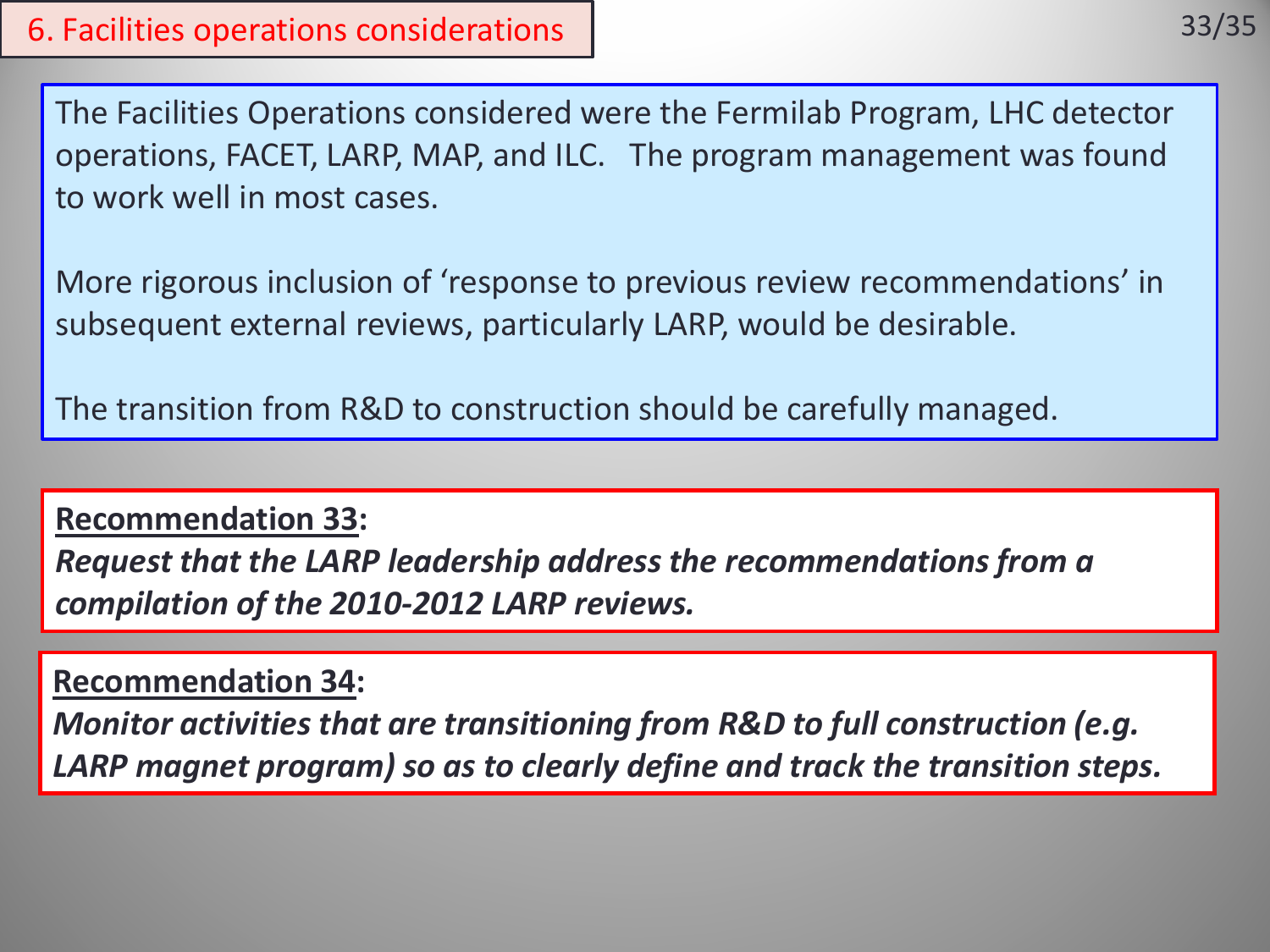# 6. Facilities operations considerations

The Facilities Operations considered were the Fermilab Program, LHC detector operations, FACET, LARP, MAP, and ILC. The program management was found to work well in most cases.

More rigorous inclusion of 'response to previous review recommendations' in subsequent external reviews, particularly LARP, would be desirable.

The transition from R&D to construction should be carefully managed.

**Recommendation 33:**
***Request that the LARP leadership address the recommendations from a compilation of the 2010-2012 LARP reviews.***

**Recommendation 34:**
***Monitor activities that are transitioning from R&D to full construction (e.g. LARP magnet program) so as to clearly define and track the transition steps.***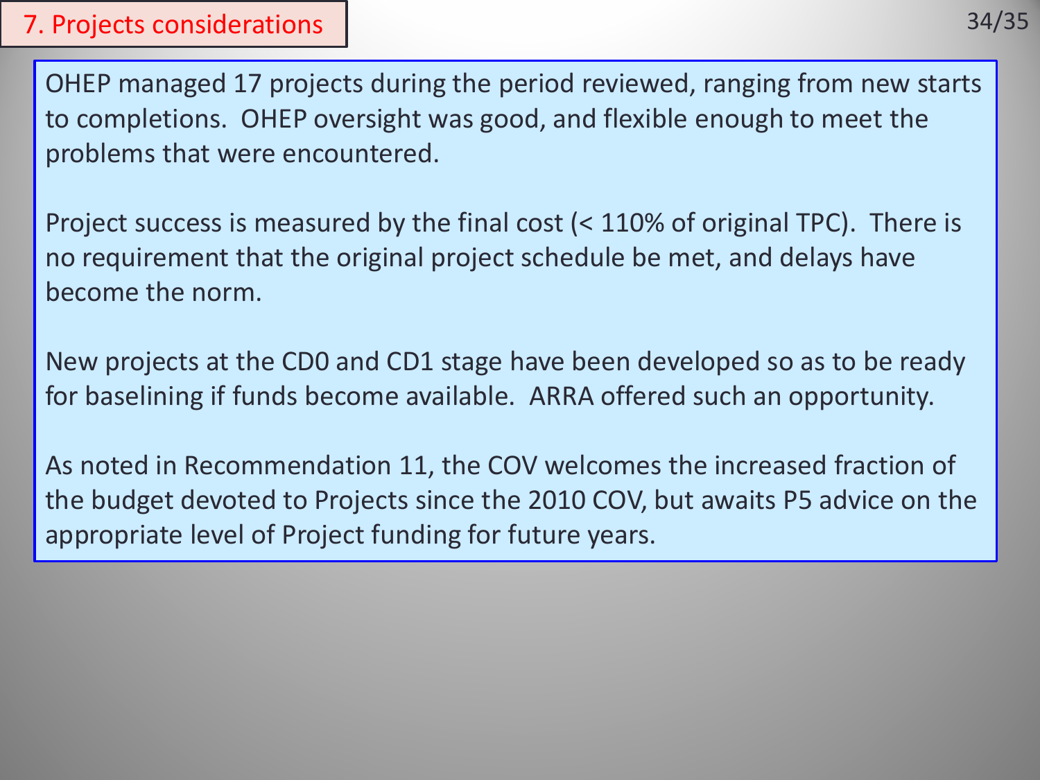# 7. Projects considerations

OHEP managed 17 projects during the period reviewed, ranging from new starts to completions. OHEP oversight was good, and flexible enough to meet the problems that were encountered.

Project success is measured by the final cost (< 110% of original TPC). There is no requirement that the original project schedule be met, and delays have become the norm.

New projects at the CD0 and CD1 stage have been developed so as to be ready for baselining if funds become available. ARRA offered such an opportunity.

As noted in Recommendation 11, the COV welcomes the increased fraction of the budget devoted to Projects since the 2010 COV, but awaits P5 advice on the appropriate level of Project funding for future years.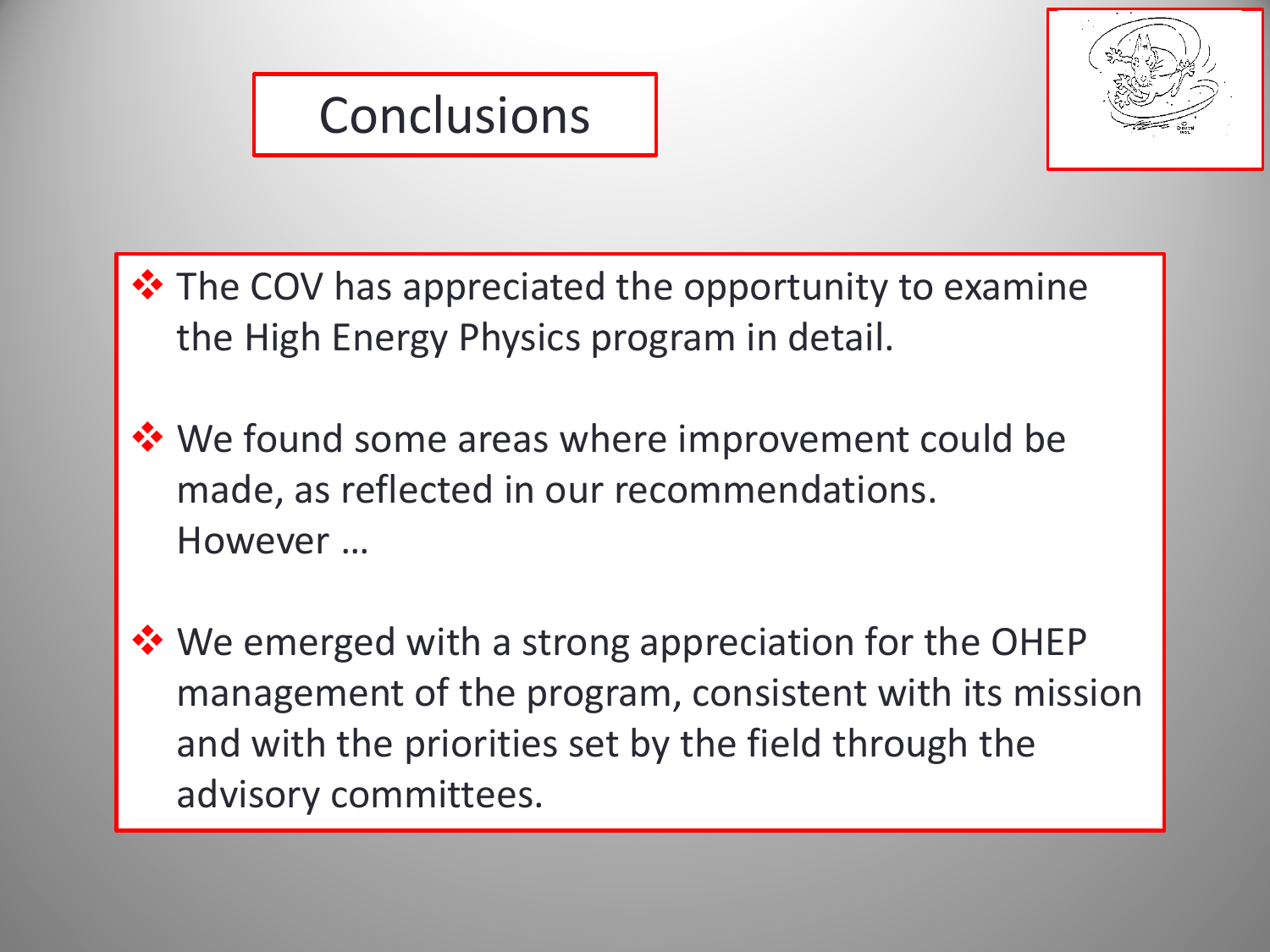# Conclusions

- The COV has appreciated the opportunity to examine the High Energy Physics program in detail.
- We found some areas where improvement could be made, as reflected in our recommendations. However …
- We emerged with a strong appreciation for the OHEP management of the program, consistent with its mission and with the priorities set by the field through the advisory committees.